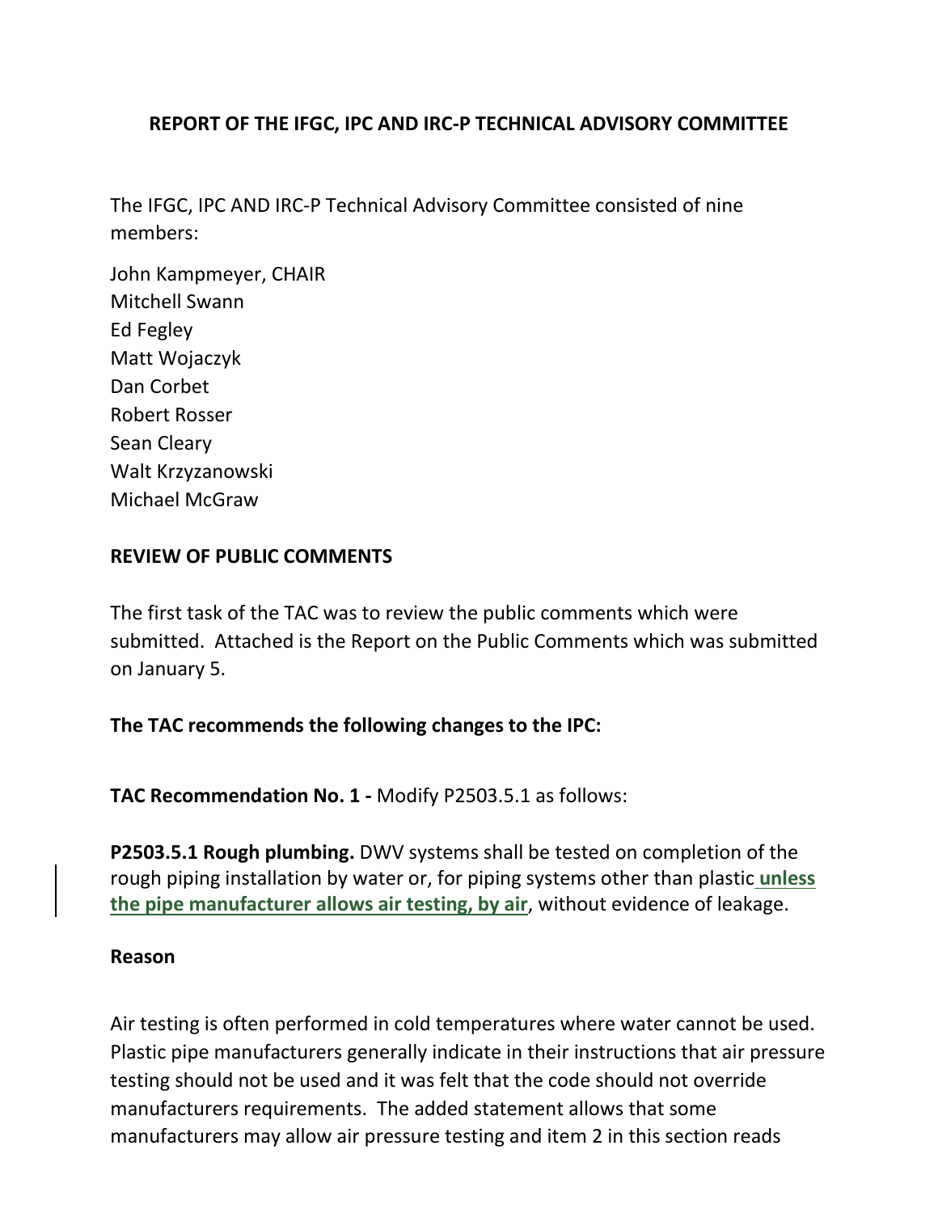# REPORT OF THE IFGC, IPC AND IRC-P TECHNICAL ADVISORY COMMITTEE

The IFGC, IPC AND IRC-P Technical Advisory Committee consisted of nine members:

John Kampmeyer, CHAIR
Mitchell Swann
Ed Fegley
Matt Wojaczyk
Dan Corbet
Robert Rosser
Sean Cleary
Walt Krzyzanowski
Michael McGraw

**REVIEW OF PUBLIC COMMENTS**

The first task of the TAC was to review the public comments which were submitted. Attached is the Report on the Public Comments which was submitted on January 5.

**The TAC recommends the following changes to the IPC:**

**TAC Recommendation No. 1 -** Modify P2503.5.1 as follows:

**P2503.5.1 Rough plumbing.** DWV systems shall be tested on completion of the rough piping installation by water or, for piping systems other than plastic <u>**unless the pipe manufacturer allows air testing, by air**</u>, without evidence of leakage.

**Reason**

Air testing is often performed in cold temperatures where water cannot be used. Plastic pipe manufacturers generally indicate in their instructions that air pressure testing should not be used and it was felt that the code should not override manufacturers requirements. The added statement allows that some manufacturers may allow air pressure testing and item 2 in this section reads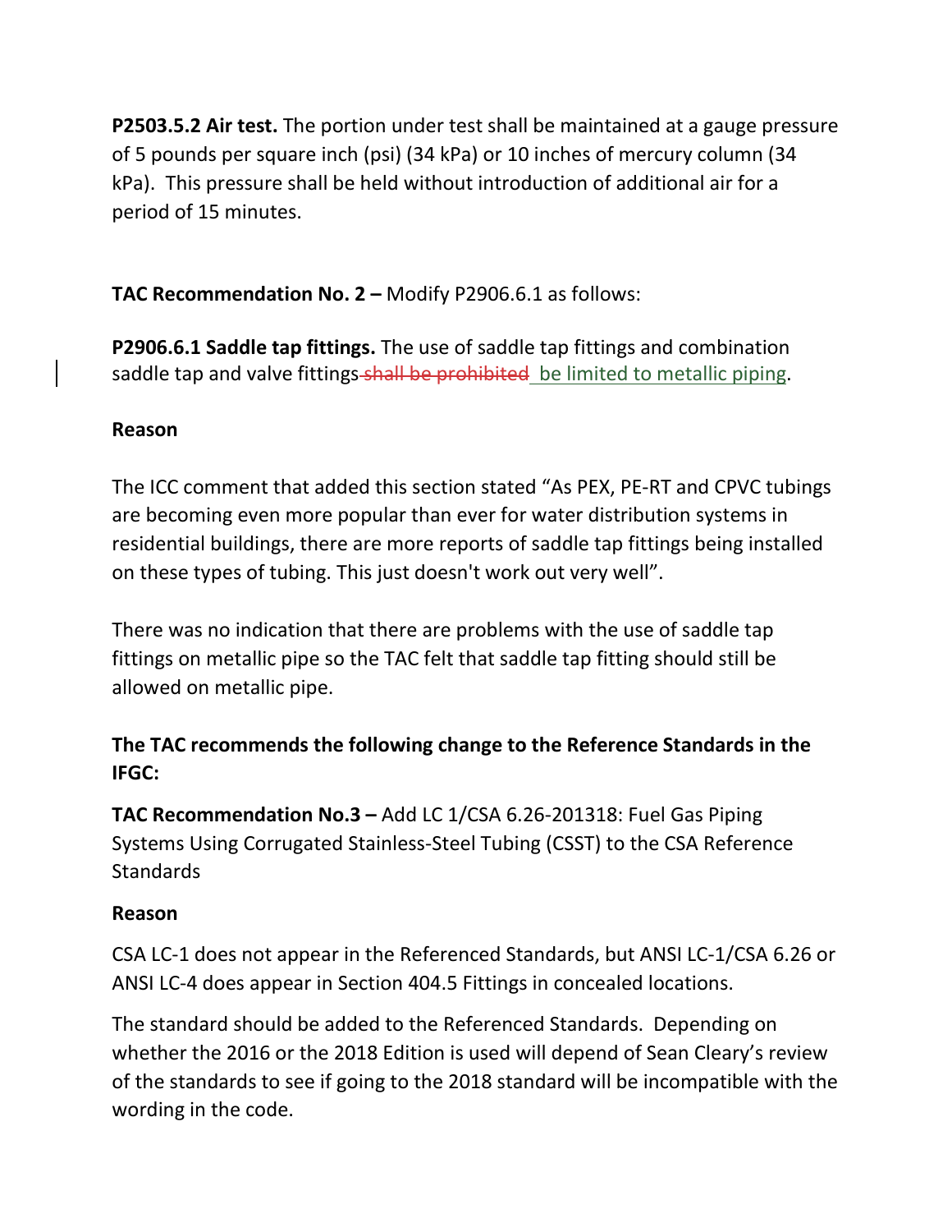**P2503.5.2 Air test.** The portion under test shall be maintained at a gauge pressure of 5 pounds per square inch (psi) (34 kPa) or 10 inches of mercury column (34 kPa). This pressure shall be held without introduction of additional air for a period of 15 minutes.

**TAC Recommendation No. 2 –** Modify P2906.6.1 as follows:

**P2906.6.1 Saddle tap fittings.** The use of saddle tap fittings and combination saddle tap and valve fittings ~~shall be prohibited~~ be limited to metallic piping.

**Reason**

The ICC comment that added this section stated "As PEX, PE-RT and CPVC tubings are becoming even more popular than ever for water distribution systems in residential buildings, there are more reports of saddle tap fittings being installed on these types of tubing. This just doesn't work out very well".

There was no indication that there are problems with the use of saddle tap fittings on metallic pipe so the TAC felt that saddle tap fitting should still be allowed on metallic pipe.

**The TAC recommends the following change to the Reference Standards in the IFGC:**

**TAC Recommendation No.3 –** Add LC 1/CSA 6.26-201318: Fuel Gas Piping Systems Using Corrugated Stainless-Steel Tubing (CSST) to the CSA Reference Standards

**Reason**

CSA LC-1 does not appear in the Referenced Standards, but ANSI LC-1/CSA 6.26 or ANSI LC-4 does appear in Section 404.5 Fittings in concealed locations.

The standard should be added to the Referenced Standards. Depending on whether the 2016 or the 2018 Edition is used will depend of Sean Cleary's review of the standards to see if going to the 2018 standard will be incompatible with the wording in the code.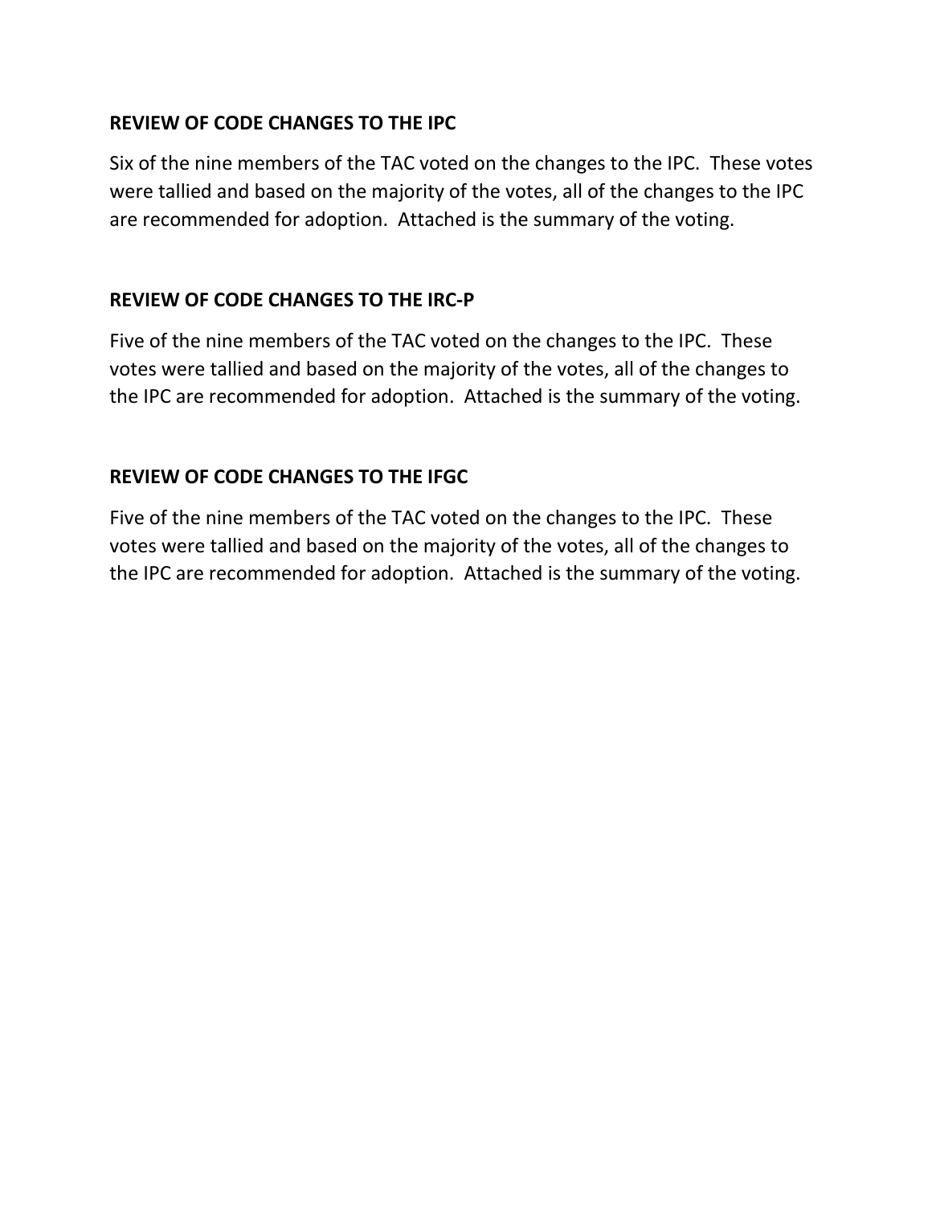## REVIEW OF CODE CHANGES TO THE IPC

Six of the nine members of the TAC voted on the changes to the IPC. These votes were tallied and based on the majority of the votes, all of the changes to the IPC are recommended for adoption. Attached is the summary of the voting.

## REVIEW OF CODE CHANGES TO THE IRC-P

Five of the nine members of the TAC voted on the changes to the IPC. These votes were tallied and based on the majority of the votes, all of the changes to the IPC are recommended for adoption. Attached is the summary of the voting.

## REVIEW OF CODE CHANGES TO THE IFGC

Five of the nine members of the TAC voted on the changes to the IPC. These votes were tallied and based on the majority of the votes, all of the changes to the IPC are recommended for adoption. Attached is the summary of the voting.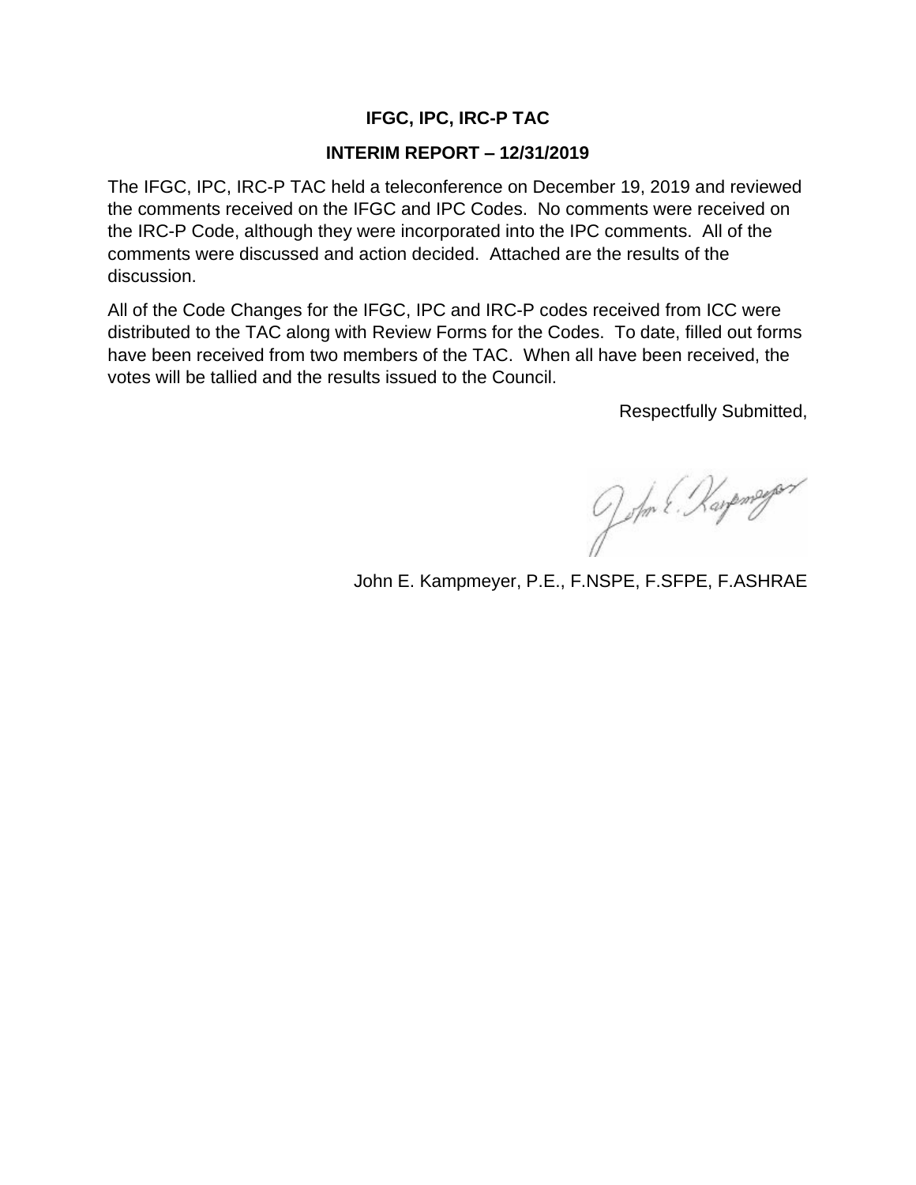# IFGC, IPC, IRC-P TAC

## INTERIM REPORT – 12/31/2019

The IFGC, IPC, IRC-P TAC held a teleconference on December 19, 2019 and reviewed the comments received on the IFGC and IPC Codes. No comments were received on the IRC-P Code, although they were incorporated into the IPC comments. All of the comments were discussed and action decided. Attached are the results of the discussion.

All of the Code Changes for the IFGC, IPC and IRC-P codes received from ICC were distributed to the TAC along with Review Forms for the Codes. To date, filled out forms have been received from two members of the TAC. When all have been received, the votes will be tallied and the results issued to the Council.

Respectfully Submitted,

John E. Kampmeyer, P.E., F.NSPE, F.SFPE, F.ASHRAE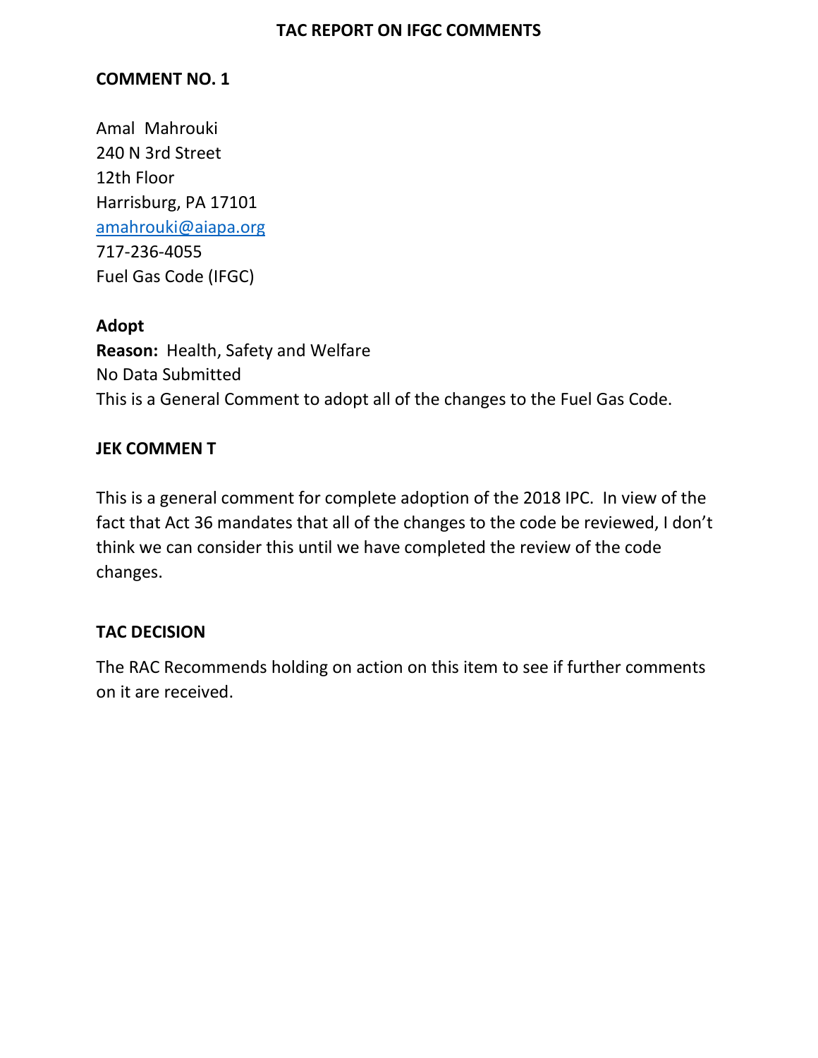## TAC REPORT ON IFGC COMMENTS

### COMMENT NO. 1

Amal Mahrouki
240 N 3rd Street
12th Floor
Harrisburg, PA 17101
amahrouki@aiapa.org
717-236-4055
Fuel Gas Code (IFGC)

**Adopt**
**Reason:** Health, Safety and Welfare
No Data Submitted
This is a General Comment to adopt all of the changes to the Fuel Gas Code.

### JEK COMMEN T

This is a general comment for complete adoption of the 2018 IPC. In view of the fact that Act 36 mandates that all of the changes to the code be reviewed, I don't think we can consider this until we have completed the review of the code changes.

### TAC DECISION

The RAC Recommends holding on action on this item to see if further comments on it are received.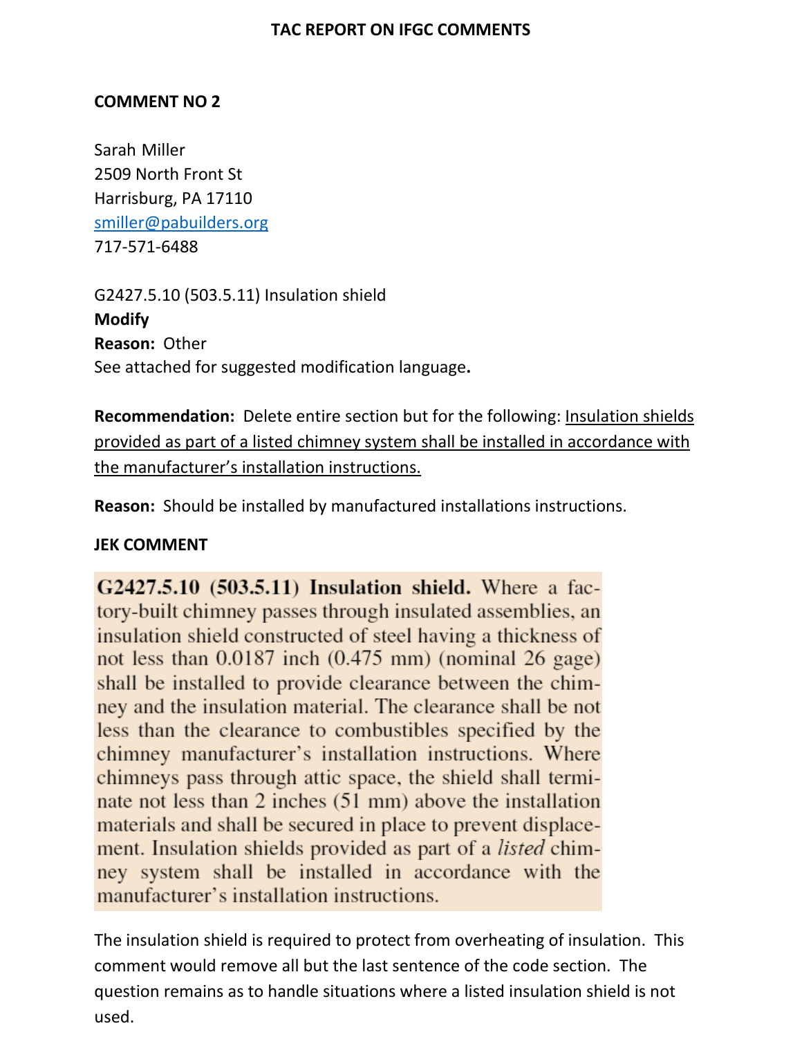## TAC REPORT ON IFGC COMMENTS

### COMMENT NO 2

Sarah Miller
2509 North Front St
Harrisburg, PA 17110
smiller@pabuilders.org
717-571-6488

G2427.5.10 (503.5.11) Insulation shield
**Modify**
**Reason:** Other
See attached for suggested modification language**.**

**Recommendation:** Delete entire section but for the following: <u>Insulation shields provided as part of a listed chimney system shall be installed in accordance with the manufacturer's installation instructions.</u>

**Reason:** Should be installed by manufactured installations instructions.

**JEK COMMENT**

**G2427.5.10 (503.5.11) Insulation shield.** Where a factory-built chimney passes through insulated assemblies, an insulation shield constructed of steel having a thickness of not less than 0.0187 inch (0.475 mm) (nominal 26 gage) shall be installed to provide clearance between the chimney and the insulation material. The clearance shall be not less than the clearance to combustibles specified by the chimney manufacturer's installation instructions. Where chimneys pass through attic space, the shield shall terminate not less than 2 inches (51 mm) above the installation materials and shall be secured in place to prevent displacement. Insulation shields provided as part of a *listed* chimney system shall be installed in accordance with the manufacturer's installation instructions.

The insulation shield is required to protect from overheating of insulation. This comment would remove all but the last sentence of the code section. The question remains as to handle situations where a listed insulation shield is not used.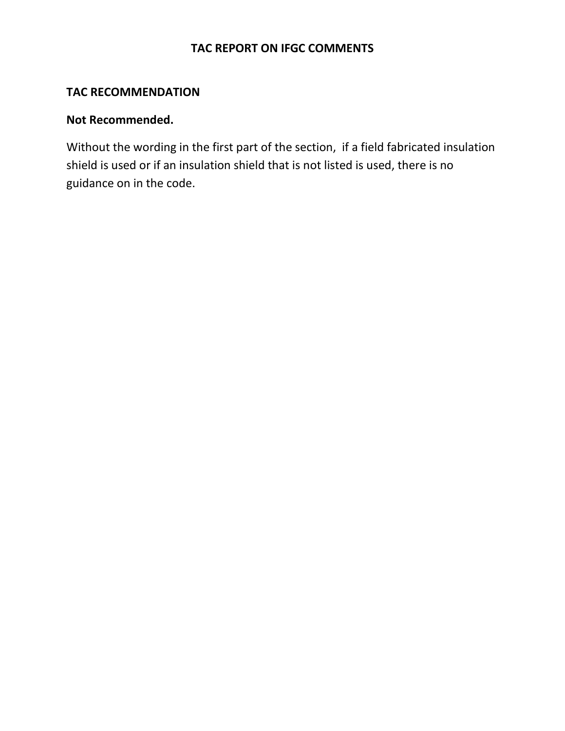# TAC REPORT ON IFGC COMMENTS

## TAC RECOMMENDATION

**Not Recommended.**

Without the wording in the first part of the section, if a field fabricated insulation shield is used or if an insulation shield that is not listed is used, there is no guidance on in the code.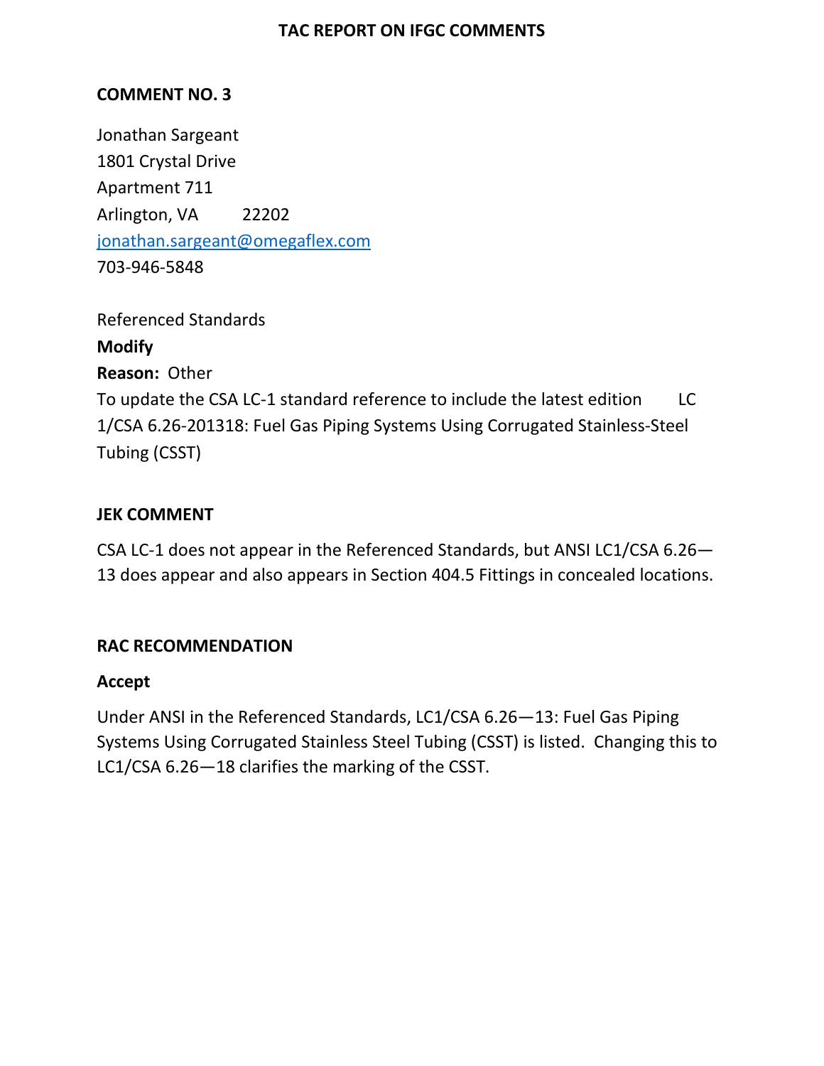TAC REPORT ON IFGC COMMENTS

**COMMENT NO. 3**

Jonathan Sargeant
1801 Crystal Drive
Apartment 711
Arlington, VA 22202
jonathan.sargeant@omegaflex.com
703-946-5848

Referenced Standards
**Modify**
**Reason:** Other
To update the CSA LC-1 standard reference to include the latest edition LC 1/CSA 6.26-201318: Fuel Gas Piping Systems Using Corrugated Stainless-Steel Tubing (CSST)

**JEK COMMENT**

CSA LC-1 does not appear in the Referenced Standards, but ANSI LC1/CSA 6.26—13 does appear and also appears in Section 404.5 Fittings in concealed locations.

**RAC RECOMMENDATION**

**Accept**

Under ANSI in the Referenced Standards, LC1/CSA 6.26—13: Fuel Gas Piping Systems Using Corrugated Stainless Steel Tubing (CSST) is listed. Changing this to LC1/CSA 6.26—18 clarifies the marking of the CSST.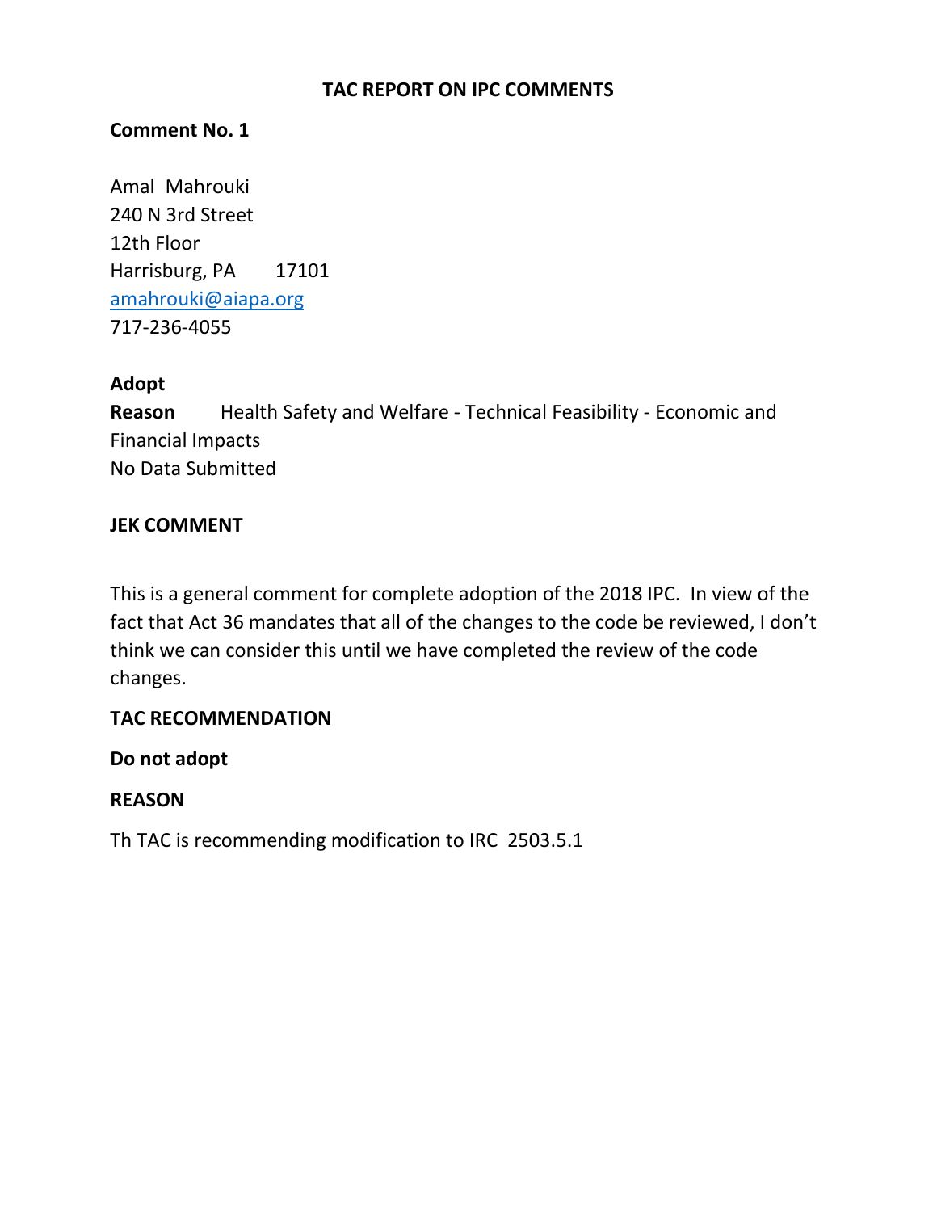# TAC REPORT ON IPC COMMENTS

**Comment No. 1**

Amal Mahrouki
240 N 3rd Street
12th Floor
Harrisburg, PA 17101
amahrouki@aiapa.org
717-236-4055

**Adopt**
**Reason** Health Safety and Welfare - Technical Feasibility - Economic and Financial Impacts
No Data Submitted

**JEK COMMENT**

This is a general comment for complete adoption of the 2018 IPC. In view of the fact that Act 36 mandates that all of the changes to the code be reviewed, I don't think we can consider this until we have completed the review of the code changes.

**TAC RECOMMENDATION**

**Do not adopt**

**REASON**

Th TAC is recommending modification to IRC 2503.5.1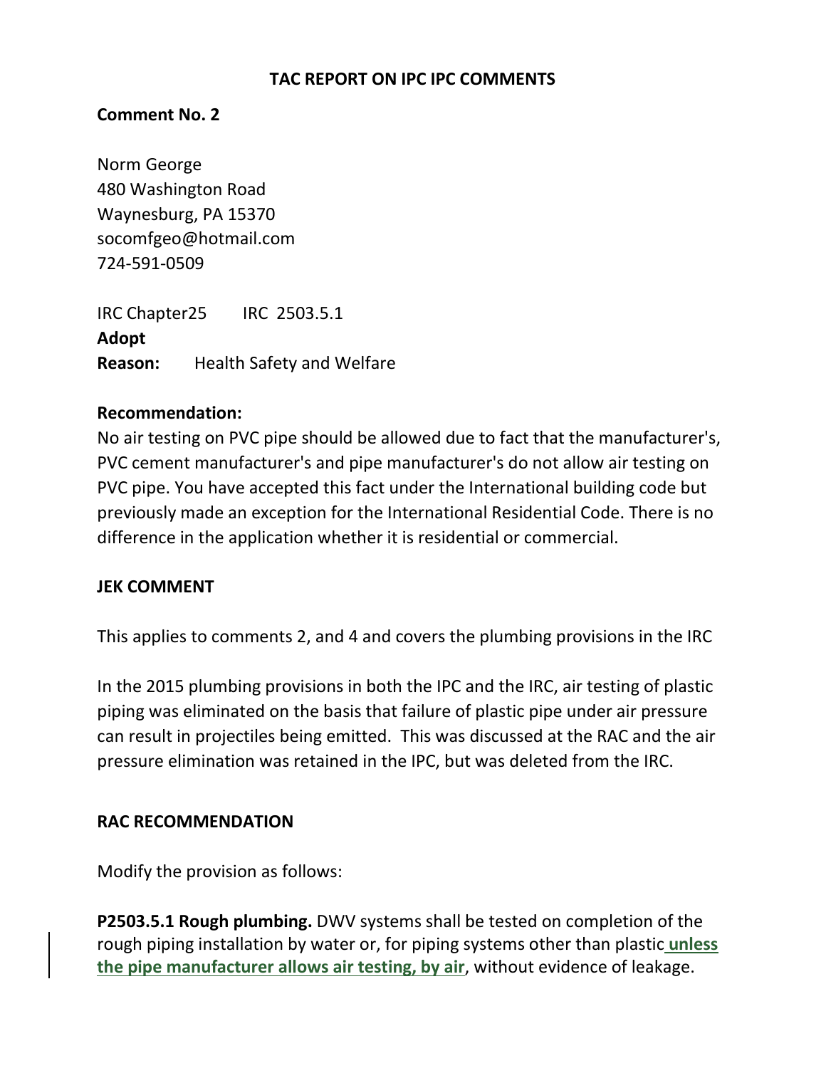## TAC REPORT ON IPC IPC COMMENTS

**Comment No. 2**

Norm George
480 Washington Road
Waynesburg, PA 15370
socomfgeo@hotmail.com
724-591-0509

IRC Chapter25 IRC 2503.5.1
**Adopt**
**Reason:** Health Safety and Welfare

**Recommendation:**
No air testing on PVC pipe should be allowed due to fact that the manufacturer's, PVC cement manufacturer's and pipe manufacturer's do not allow air testing on PVC pipe. You have accepted this fact under the International building code but previously made an exception for the International Residential Code. There is no difference in the application whether it is residential or commercial.

**JEK COMMENT**

This applies to comments 2, and 4 and covers the plumbing provisions in the IRC

In the 2015 plumbing provisions in both the IPC and the IRC, air testing of plastic piping was eliminated on the basis that failure of plastic pipe under air pressure can result in projectiles being emitted. This was discussed at the RAC and the air pressure elimination was retained in the IPC, but was deleted from the IRC.

**RAC RECOMMENDATION**

Modify the provision as follows:

**P2503.5.1 Rough plumbing.** DWV systems shall be tested on completion of the rough piping installation by water or, for piping systems other than plastic **unless the pipe manufacturer allows air testing, by air**, without evidence of leakage.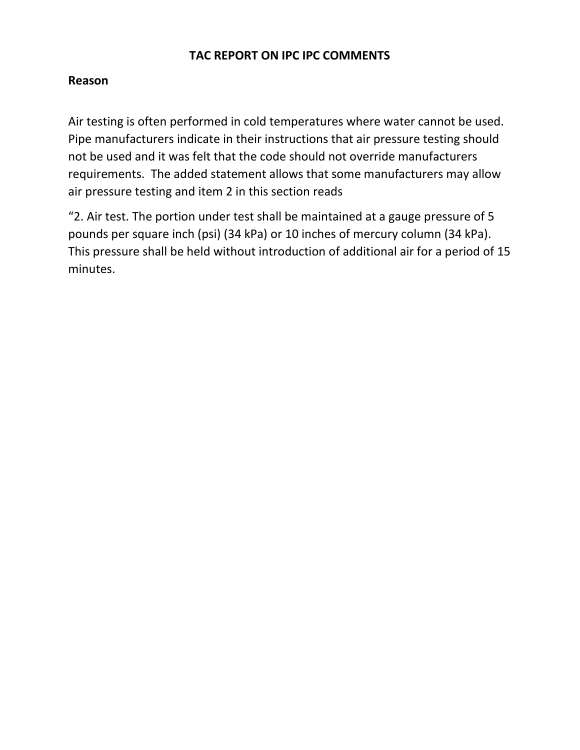**TAC REPORT ON IPC IPC COMMENTS**

**Reason**

Air testing is often performed in cold temperatures where water cannot be used. Pipe manufacturers indicate in their instructions that air pressure testing should not be used and it was felt that the code should not override manufacturers requirements. The added statement allows that some manufacturers may allow air pressure testing and item 2 in this section reads

"2. Air test. The portion under test shall be maintained at a gauge pressure of 5 pounds per square inch (psi) (34 kPa) or 10 inches of mercury column (34 kPa). This pressure shall be held without introduction of additional air for a period of 15 minutes.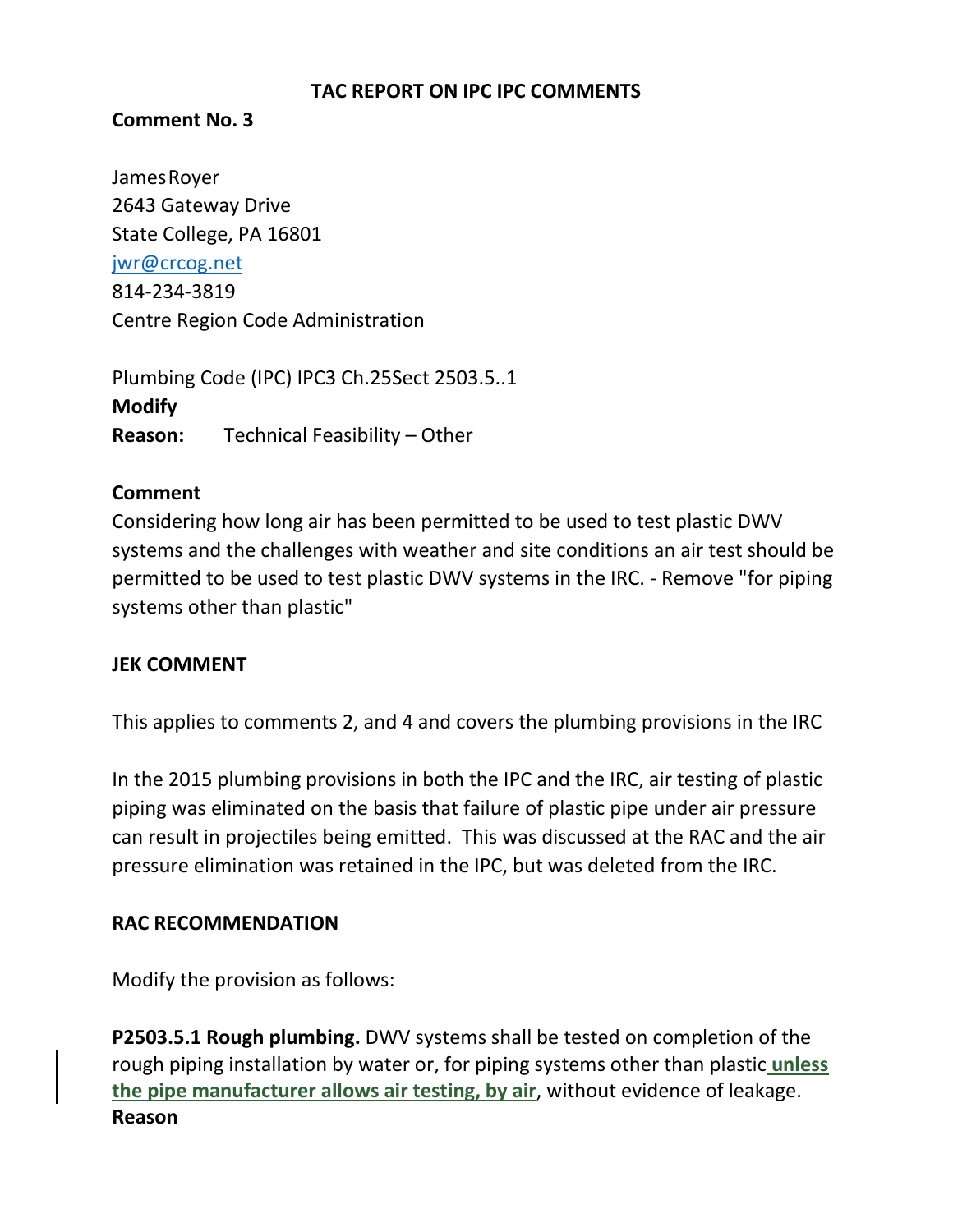**TAC REPORT ON IPC IPC COMMENTS**

**Comment No. 3**

James Royer
2643 Gateway Drive
State College, PA 16801
jwr@crcog.net
814-234-3819
Centre Region Code Administration

Plumbing Code (IPC) IPC3 Ch.25Sect 2503.5..1
**Modify**
**Reason:** Technical Feasibility – Other

**Comment**
Considering how long air has been permitted to be used to test plastic DWV systems and the challenges with weather and site conditions an air test should be permitted to be used to test plastic DWV systems in the IRC. - Remove "for piping systems other than plastic"

**JEK COMMENT**

This applies to comments 2, and 4 and covers the plumbing provisions in the IRC

In the 2015 plumbing provisions in both the IPC and the IRC, air testing of plastic piping was eliminated on the basis that failure of plastic pipe under air pressure can result in projectiles being emitted. This was discussed at the RAC and the air pressure elimination was retained in the IPC, but was deleted from the IRC.

**RAC RECOMMENDATION**

Modify the provision as follows:

**P2503.5.1 Rough plumbing.** DWV systems shall be tested on completion of the rough piping installation by water or, for piping systems other than plastic **unless the pipe manufacturer allows air testing, by air**, without evidence of leakage.
**Reason**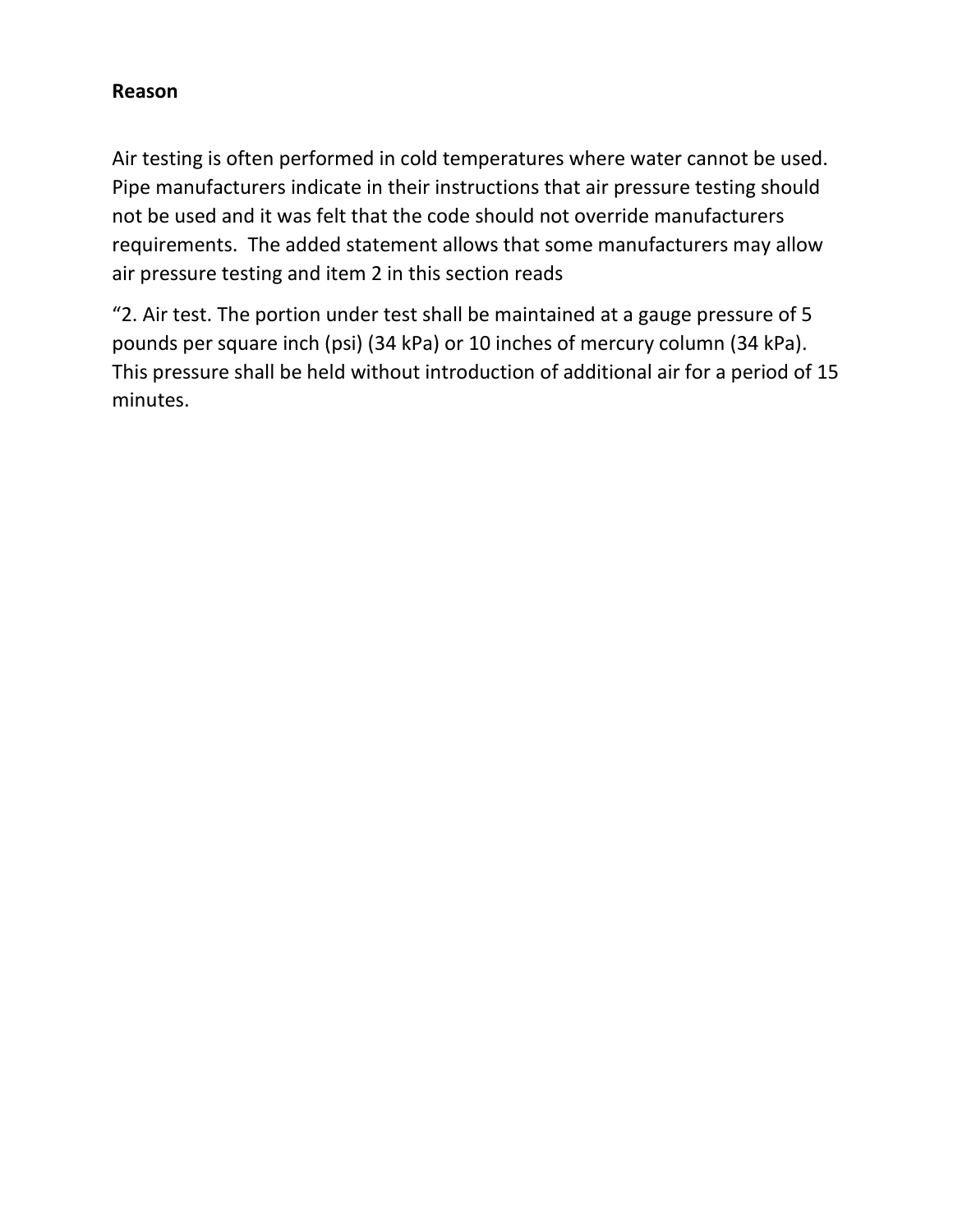**Reason**

Air testing is often performed in cold temperatures where water cannot be used. Pipe manufacturers indicate in their instructions that air pressure testing should not be used and it was felt that the code should not override manufacturers requirements. The added statement allows that some manufacturers may allow air pressure testing and item 2 in this section reads

“2. Air test. The portion under test shall be maintained at a gauge pressure of 5 pounds per square inch (psi) (34 kPa) or 10 inches of mercury column (34 kPa). This pressure shall be held without introduction of additional air for a period of 15 minutes.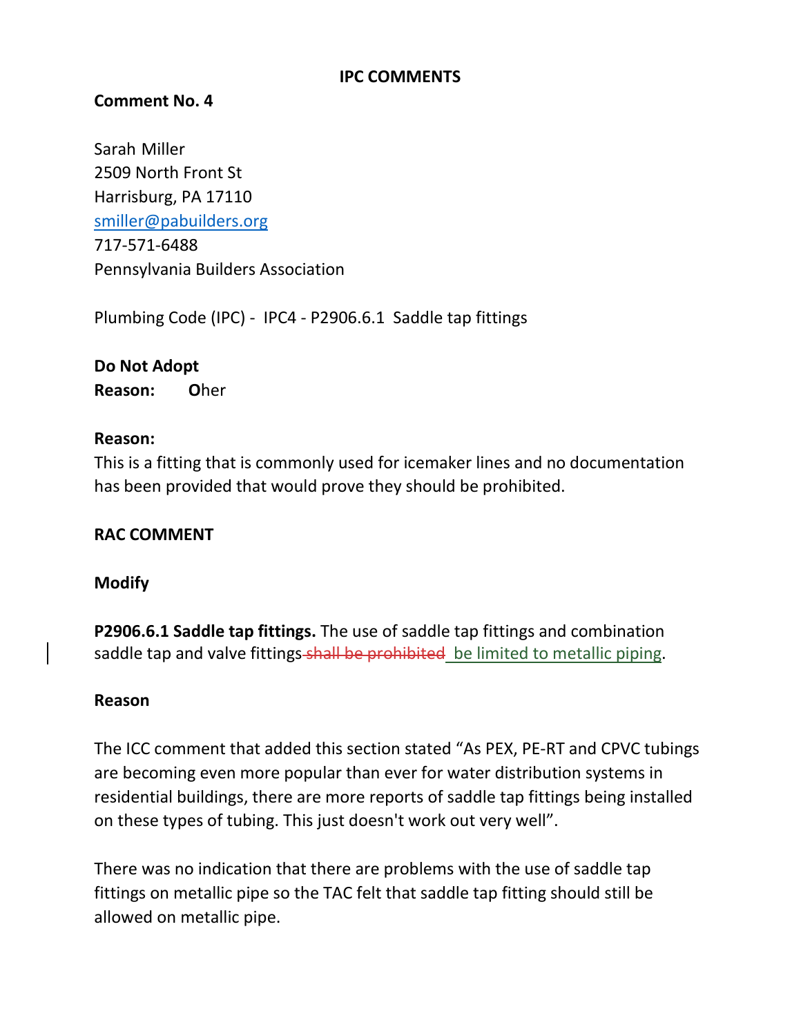**IPC COMMENTS**

**Comment No. 4**

Sarah Miller
2509 North Front St
Harrisburg, PA 17110
smiller@pabuilders.org
717-571-6488
Pennsylvania Builders Association

Plumbing Code (IPC) - IPC4 - P2906.6.1 Saddle tap fittings

**Do Not Adopt**
**Reason:** **O**her

**Reason:**
This is a fitting that is commonly used for icemaker lines and no documentation has been provided that would prove they should be prohibited.

**RAC COMMENT**

**Modify**

**P2906.6.1 Saddle tap fittings.** The use of saddle tap fittings and combination saddle tap and valve fittings ~~shall be prohibited~~ <u>be limited to metallic piping</u>.

**Reason**

The ICC comment that added this section stated "As PEX, PE-RT and CPVC tubings are becoming even more popular than ever for water distribution systems in residential buildings, there are more reports of saddle tap fittings being installed on these types of tubing. This just doesn't work out very well".

There was no indication that there are problems with the use of saddle tap fittings on metallic pipe so the TAC felt that saddle tap fitting should still be allowed on metallic pipe.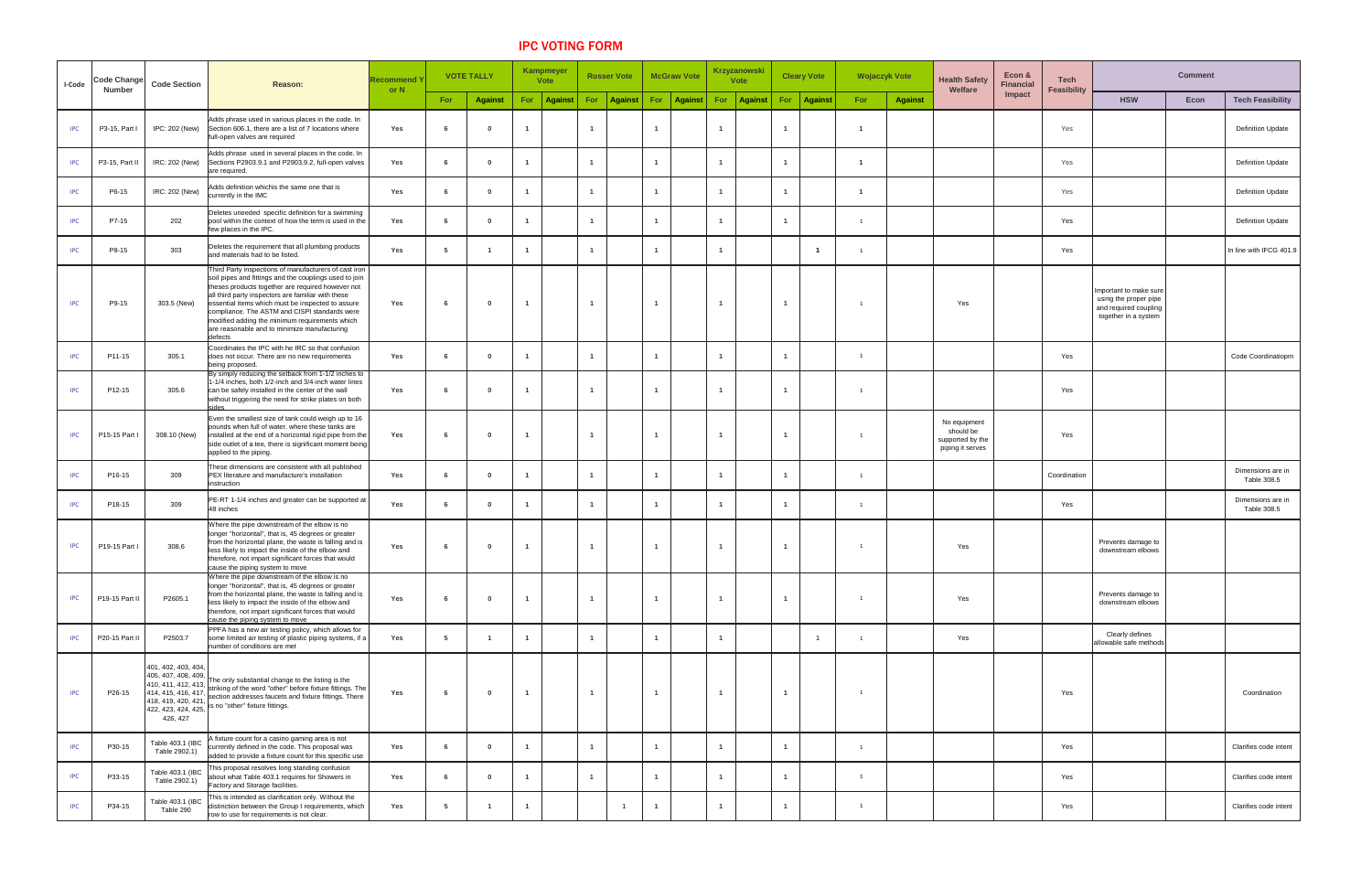# IPC VOTING FORM

| I-Code | Code Change Number | Code Section | Reason: | Recommend Y or N | VOTE TALLY | | Kampmeyer Vote | | Rosser Vote | | McGraw Vote | | Krzyzanowski Vote | | Cleary Vote | | Wojaczyk Vote | | Health Safety Welfare | Econ & Financial Impact | Tech Feasibility | Comment | | |
|---|---|---|---|---|---|---|---|---|---|---|---|---|---|---|---|---|---|---|---|---|---|---|---|---|
| | | | | | For | Against | For | Against | For | Against | For | Against | For | Against | For | Against | For | Against | | | | HSW | Econ | Tech Feasibility |
| IPC | P3-15, Part I | IPC: 202 (New) | Adds phrase used in various places in the code. In Section 606.1, there are a list of 7 locations where full-open valves are required | Yes | 6 | 0 | 1 | | 1 | | 1 | | 1 | | 1 | | 1 | | | | Yes | | | Definition Update |
| IPC | P3-15, Part II | IRC: 202 (New) | Adds phrase used in several places in the code. In Sections P2903.9.1 and P2903.9.2, full-open valves are required. | Yes | 6 | 0 | 1 | | 1 | | 1 | | 1 | | 1 | | 1 | | | | Yes | | | Definition Update |
| IPC | P6-15 | IRC: 202 (New) | Adds definition whichis the same one that is currently in the IMC | Yes | 6 | 0 | 1 | | 1 | | 1 | | 1 | | 1 | | 1 | | | | Yes | | | Definition Update |
| IPC | P7-15 | 202 | Deletes uneeded specific definition for a swimming pool within the context of how the term is used in the few places in the IPC. | Yes | 6 | 0 | 1 | | 1 | | 1 | | 1 | | 1 | | 1 | | | | Yes | | | Definition Update |
| IPC | P8-15 | 303 | Deletes the requirement that all plumbing products and materials had to be listed. | Yes | 5 | 1 | 1 | | 1 | | 1 | | 1 | | | 1 | 1 | | | | Yes | | | In line with IFCG 401.9 |
| IPC | P9-15 | 303.5 (New) | Third Party inspections of manufacturers of cast iron soil pipes and fittings and the couplings used to join theses products together are required however not all third party inspectors are familiar with these essential items which must be inspected to assure compliance. The ASTM and CISPI standards were modified adding the minimum requirements which are reasonable and to minimize manufacturing defects | Yes | 6 | 0 | 1 | | 1 | | 1 | | 1 | | 1 | | 1 | | Yes | | | Important to make sure using the proper pipe and required coupling together in a system | | |
| IPC | P11-15 | 305.1 | Coordinates the IPC with he IRC so that confusion does not occur. There are no new requirements being proposed. | Yes | 6 | 0 | 1 | | 1 | | 1 | | 1 | | 1 | | 1 | | | | Yes | | | Code Coordinatiopm |
| IPC | P12-15 | 305.6 | By simply reducing the setback from 1-1/2 inches to 1-1/4 inches, both 1/2-inch and 3/4-inch water lines can be safely installed in the center of the wall without triggering the need for strike plates on both sides | Yes | 6 | 0 | 1 | | 1 | | 1 | | 1 | | 1 | | 1 | | | | Yes | | | |
| IPC | P15-15 Part I | 308.10 (New) | Even the smallest size of tank could weigh up to 16 pounds when full of water. where these tanks are installed at the end of a horizontal rigid pipe from the side outlet of a tee, there is significant moment being applied to the piping. | Yes | 6 | 0 | 1 | | 1 | | 1 | | 1 | | 1 | | 1 | | No equipment should be supported by the piping it serves | | Yes | | | |
| IPC | P16-15 | 309 | These dimensions are consistent with all published PEX literature and manufacture's installation instruction | Yes | 6 | 0 | 1 | | 1 | | 1 | | 1 | | 1 | | 1 | | | | Coordination | | | Dimensions are in Table 308.5 |
| IPC | P18-15 | 309 | PE-RT 1-1/4 inches and greater can be supported at 48 inches | Yes | 6 | 0 | 1 | | 1 | | 1 | | 1 | | 1 | | 1 | | | | Yes | | | Dimensions are in Table 308.5 |
| IPC | P19-15 Part I | 308.6 | Where the pipe downstream of the elbow is no longer "horizontal", that is, 45 degrees or greater from the horizontal plane, the waste is falling and is less likely to impact the inside of the elbow and therefore, not impart significant forces that would cause the piping system to move | Yes | 6 | 0 | 1 | | 1 | | 1 | | 1 | | 1 | | 1 | | Yes | | | Prevents damage to downstream elbows | | |
| IPC | P19-15 Part II | P2605.1 | Where the pipe downstream of the elbow is no longer "horizontal", that is, 45 degrees or greater from the horizontal plane, the waste is falling and is less likely to impact the inside of the elbow and therefore, not impart significant forces that would cause the piping system to move | Yes | 6 | 0 | 1 | | 1 | | 1 | | 1 | | 1 | | 1 | | Yes | | | Prevents damage to downstream elbows | | |
| IPC | P20-15 Part II | P2503.7 | PPFA has a new air testing policy, which allows for some limited air testing of plastic piping systems, if a number of conditions are met | Yes | 5 | 1 | 1 | | 1 | | 1 | | 1 | | | 1 | 1 | | Yes | | | Clearly defines allowable safe methods | | |
| IPC | P26-15 | 401, 402, 403, 404, 405, 407, 408, 409, 410, 411, 412, 413, 414, 415, 416, 417, 418, 419, 420, 421, 422, 423, 424, 425, 426, 427 | The only substantial change to the listing is the striking of the word "other" before fixture fittings. The section addresses faucets and fixture fittings. There is no "other" fixture fittings. | Yes | 6 | 0 | 1 | | 1 | | 1 | | 1 | | 1 | | 1 | | | | Yes | | | Coordination |
| IPC | P30-15 | Table 403.1 (IBC Table 2902.1) | A fixture count for a casino gaming area is not currently defined in the code. This proposal was added to provide a fixture count for this specific use | Yes | 6 | 0 | 1 | | 1 | | 1 | | 1 | | 1 | | 1 | | | | Yes | | | Clarifies code intent |
| IPC | P33-15 | Table 403.1 (IBC Table 2902.1) | This proposal resolves long standing confusion about what Table 403.1 requires for Showers in Factory and Storage facilities. | Yes | 6 | 0 | 1 | | 1 | | 1 | | 1 | | 1 | | 1 | | | | Yes | | | Clarifies code intent |
| IPC | P34-15 | Table 403.1 (IBC Table 290 | This is intended as clarification only. Without the distinction between the Group I requirements, which row to use for requirements is not clear. | Yes | 5 | 1 | 1 | | | 1 | 1 | | 1 | | 1 | | 1 | | | | Yes | | | Clarifies code intent |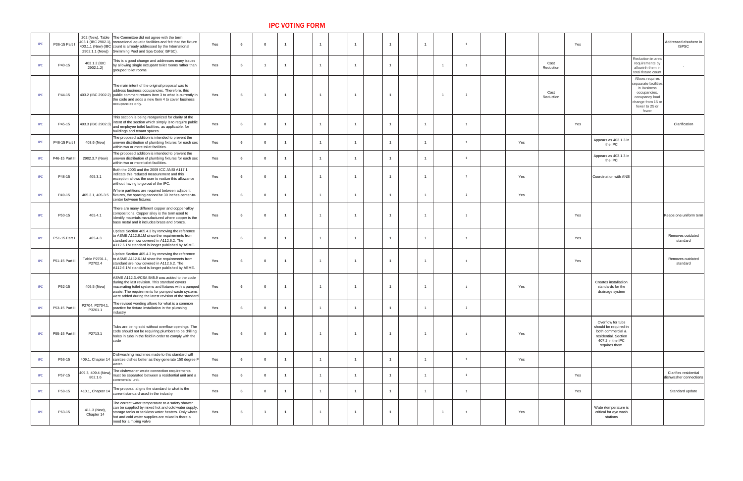# IPC VOTING FORM

| | | | | | | | | | | | | | | | | | | | | | | | | |
|---|---|---|---|---|---|---|---|---|---|---|---|---|---|---|---|---|---|---|---|---|---|---|---|---|
| IPC | P36-15 Part I | 202 (New), Table 403.1 (IBC 2902.1), 403.1.1 (New) (IBC 2902.1.1 (New)) | The Committee did not agree with the term recreational aquatic facilities and felt that the fixture count is already addressed by the International Swimming Pool and Spa Code( ISPSC). | Yes | 6 | 0 | 1 | | 1 | | 1 | | 1 | | 1 | | 1 | | | | Yes | | | Addressed elswhere in ISPSC |
| IPC | P40-15 | 403.1.2 (IBC 2902.1.2) | This is a good change and addresses many issues by allowing single occupant toilet rooms rather than grouped toilet rooms. | Yes | 5 | 1 | 1 | | 1 | | 1 | | 1 | | | 1 | 1 | | | Cost Reduction | | | Reduction in area requirements by allowinh them in total fixture count | - |
| IPC | P44-15 | 403.2 (IBC 2902.2) | The main intent of the original proposal was to address business occupancies. Therefore, this public comment returns Item 3 to what is currently in the code and adds a new Item 4 to cover business occupancies only. | Yes | 5 | 1 | 1 | | 1 | | 1 | | 1 | | | 1 | 1 | | | Cost Reduction | | | Allows requires sepaarate facilities in Business occupancies, occupancy load change from 15 or fewer to 25 or fewer | |
| IPC | P45-15 | 403.3 (IBC 2902.3) | This section is being reorganized for clarity of the intent of the section which simply is to require public and employee toilet facilities, as applicable, for buildings and tenant spaces | Yes | 6 | 0 | 1 | | 1 | | 1 | | 1 | | 1 | | 1 | | | | Yes | | | Clarification |
| IPC | P46-15 Part I | 403.6 (New) | The proposed addition is intended to prevent the uneven distribution of plumbing fixtures for each sex within two or more toilet facilities. | Yes | 6 | 0 | 1 | | 1 | | 1 | | 1 | | 1 | | 1 | | Yes | | | Appears as 403.1.3 in the IPC | | |
| IPC | P46-15 Part II | 2902.3.7 (New) | The proposed addition is intended to prevent the uneven distribution of plumbing fixtures for each sex within two or more toilet facilities. | Yes | 6 | 0 | 1 | | 1 | | 1 | | 1 | | 1 | | 1 | | | | | Appears as 403.1.3 in the IPC | | |
| IPC | P48-15 | 405.3.1 | Both the 2003 and the 2009 ICC ANSI A117.1 indicate this reduced measurement and this exception allows the user to realize this allowance without having to go out of the IPC. | Yes | 6 | 0 | 1 | | 1 | | 1 | | 1 | | 1 | | 1 | | Yes | | | Coordination with ANSI | | |
| IPC | P49-15 | 405.3.1, 405.3.5 | Where partitions are required between adjacent fixtures, the spacing cannot be 30 inches center-to-center between fixtures | Yes | 6 | 0 | 1 | | 1 | | 1 | | 1 | | 1 | | 1 | | Yes | | | | | |
| IPC | P50-15 | 405.4.1 | There are many different copper and copper-alloy compositions. Copper alloy is the term used to identify materials manufactured where copper is the base metal and it includes brass and bronze. | Yes | 6 | 0 | 1 | | 1 | | 1 | | 1 | | 1 | | 1 | | | | Yes | | | Keeps one uniform term |
| IPC | P51-15 Part I | 405.4.3 | Update Section 405.4.3 by removing the reference to ASME A112.6.1M since the requirements from standard are now covered in A112.6.2. The A112.6.1M standard is longer published by ASME. | Yes | 6 | 0 | 1 | | 1 | | 1 | | 1 | | 1 | | 1 | | | | Yes | | | Removes outdated standard |
| IPC | P51-15 Part II | Table P2701.1, P2702.4 | Update Section 405.4.3 by removing the reference to ASME A112.6.1M since the requirements from standard are now covered in A112.6.2. The A112.6.1M standard is longer published by ASME. | Yes | 6 | 0 | 1 | | 1 | | 1 | | 1 | | 1 | | 1 | | | | Yes | | | Removes outdated standard |
| IPC | P52-15 | 405.5 (New) | ASME A112.3.4/CSA B45.9 was added to the code during the last revision. This standard covers macerating toilet systems and fixtures with a pumped waste. The requirements for pumped waste systems were added during the latest revision of the standard | Yes | 6 | 0 | 1 | | 1 | | 1 | | 1 | | 1 | | 1 | | Yes | | | Creates installatiion standards for the drainage system | | |
| IPC | P53-15 Part II | P2704, P2704.1, P3201.1 | The revised wording allows for what is a common practice for fixture installation in the plumbing industry | Yes | 6 | 0 | 1 | | 1 | | 1 | | 1 | | 1 | | 1 | | | | | | | |
| IPC | P55-15 Part II | P2713.1 | Tubs are being sold without overflow openings. The code should not be requiring plumbers to be drilling holes in tubs in the field in order to comply with the code | Yes | 6 | 0 | 1 | | 1 | | 1 | | 1 | | 1 | | 1 | | Yes | | | Overflow for tubs should be required in both commercial & residential. Section 407.2 in the IPC requires them. | | |
| IPC | P56-15 | 409.1, Chapter 14 | Dishwashing machines made to this standard will sanitize dishes better as they generate 150 degree F water. | Yes | 6 | 0 | 1 | | 1 | | 1 | | 1 | | 1 | | 1 | | Yes | | | | | |
| IPC | P57-15 | 409.3, 409.4 (New), 802.1.6 | The dishwasher waste connection requirements must be separated between a residential unit and a commercial unit. | Yes | 6 | 0 | 1 | | 1 | | 1 | | 1 | | 1 | | 1 | | | | Yes | | | Clarifies residential dishwasher connections |
| IPC | P58-15 | 410.1, Chapter 14 | The proposal aligns the standard to what is the current standard used in the industry | Yes | 6 | 0 | 1 | | 1 | | 1 | | 1 | | 1 | | 1 | | | | Yes | | | Standard update |
| IPC | P63-15 | 411.3 (New), Chapter 14 | The correct water temperature to a safety shower can be supplied by mixed hot and cold water supply, storage tanks or tankless water heaters. Only where hot and cold water supplies are mixed is there a need for a mixing valve | Yes | 5 | 1 | 1 | | 1 | | 1 | | 1 | | | 1 | 1 | | Yes | | | Wate rtemperature is critical for eye wash stations | | |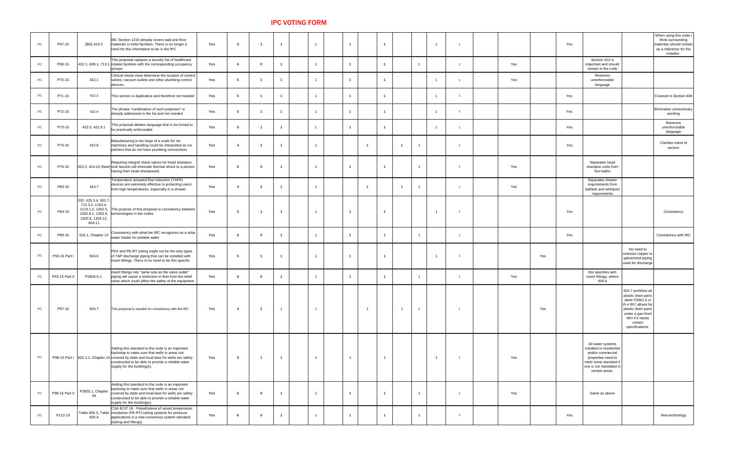# IPC VOTING FORM

| | | | | | | | | | | | | | | | | | | | | | | | | |
|---|---|---|---|---|---|---|---|---|---|---|---|---|---|---|---|---|---|---|---|---|---|---|---|---|
| IPC | P67-15 | [BG] 419.3 | IBC Section 1210 already covers wall and floor materials in toilet facilities. There is no longer a need for this information to be in the IPC | Yes | 5 | 1 | 1 | | 1 | | 1 | | 1 | | | 1 | 1 | | | | Yes | | | When using this code I think surrounding materilas should remain as a reference for the installer. |
| IPC | P69-15 | 422.1, 609.1, 713.1 | This proposal replaces a laundry list of healthcare related facilities with the corresponding occupancy groups. | Yes | 6 | 0 | 1 | | 1 | | 1 | | 1 | | 1 | | 1 | | Yes | | | Section 422 is important and should remain in the code | | |
| IPC | P70-15 | 422.1 | Clinical needs must determine the location of control valves, vacuum outlets and other plumbing control devices. | Yes | 5 | 1 | 1 | | 1 | | 1 | | 1 | | | 1 | 1 | | Yes | | | Removes unenforceable language | | |
| IPC | P71-15 | 422.3 | This section is duplicative and therefore not needed | Yes | 5 | 1 | 1 | | 1 | | 1 | | 1 | | | 1 | 1 | | | | Yes | | | Covered in Section 608 |
| IPC | P72-15 | 422.4 | The phrase "combination of such purposes" is already addressed in the list and not needed | Yes | 5 | 1 | 1 | | 1 | | 1 | | 1 | | | 1 | 1 | | | | Yes | | | Eliminates unnecessary wording |
| IPC | P73-15 | 422.5, 422.9.1 | This proposal deletes language that is too broad to be practically enforceable | Yes | 5 | 1 | 1 | | 1 | | 1 | | 1 | | | 1 | 1 | | | | Yes | | | Removes unenforceable language |
| IPC | P75-15 | 422.8 | Manufacturing is too large of a scale for ice machines and handling could be interpreted as ice pitchers that do not have plumbing connections | Yes | 4 | 2 | 1 | | 1 | | | 1 | | 1 | 1 | | 1 | | | | Yes | | | Clarifies intent of section |
| IPC | P76-15 | 423.3, 424.10 (New) | Requiring integral check valves for head shampoo sink faucets will eliminate thermal shock to a person having their head shampooed. | Yes | 6 | 0 | 1 | | 1 | | 1 | | 1 | | 1 | | 1 | | Yes | | | Separates head shampoo units from foot baths | | |
| IPC | P83-15 | 424.7 | Temperature actuated flow reduction (TAFR) devices are extremely effective in protecting users from high temperatures, especially in a shower | Yes | 4 | 2 | 1 | | 1 | | | 1 | | 1 | 1 | | 1 | | Yes | | | Separates shower requirements from bathtub and whirlpool requirements | | |
| IPC | P84-15 | 202, 425.3.4, 501.7, 712.3.2, 1103.4, 1113.1.2, 1302.5, 1302.8.1, 1302.9, 1303.8, 1303.12, 604.11 | The purpose of this proposal is consistency between terminologies in the codes | Yes | 5 | 1 | 1 | | 1 | | 1 | | 1 | | | 1 | 1 | | | | Yes | | | Consistency |
| IPC | P89-15 | 502.1, Chapter 14 | Consistency with what the IRC recognizes as a solar water heater for potable water | Yes | 6 | 0 | 1 | | 1 | | 1 | | 1 | | 1 | | 1 | | | | Yes | | | Consistency with IRC |
| IPC | P93-15 Part I | 504.6 | PEX and PE-RT tubing might not be the only types of T&P discharge piping that can be installed with insert fittings. There is no need to be this specific | Yes | 5 | 1 | 1 | | 1 | | 1 | | 1 | | | 1 | 1 | | | Yes | | | No need to oversize copper or galvanized piping used for discharge | |
| IPC | P93-15 Part II | P2804.6.1. | Insert fittings into "same size as the valve outlet" piping will cause a restriction in flow from the relief valve which could affect the safety of the equipment | Yes | 6 | 0 | 1 | | 1 | | 1 | | 1 | | 1 | | 1 | | Yes | | | this specifies with insert fittings, where 506.6 | | |
| IPC | P97-15 | 504.7 | This proposal is needed for consistency with the IRC | Yes | 4 | 2 | 1 | | 1 | | | 1 | | 1 | 1 | | 1 | | | Yes | | | 504.7 prohibits all plastic drain pans while P2801.6 in th e IRC allows for plastic drain pans under a gas-fired WH if it meets certain specifications. | |
| IPC | P98-15 Part I | 602.3.1, Chapter 14 | Adding this standard to the code is an important backstop to make sure that wells in areas not covered by state and local laws for wells are safely constructed to be able to provide a reliable water supply for the building(s). | Yes | 5 | 1 | 1 | | 1 | | 1 | | 1 | | | 1 | 1 | | Yes | | | All water systems installed in residential and/or commercial properties need to meet some standard if one is not mandated in certain areas. | | |
| IPC | P98-15 Part II | P2602.1, Chapter 44 | Adding this standard to the code is an important backstop to make sure that wells in areas not covered by state and local laws for wells are safely constructed to be able to provide a reliable water supply for the building(s). | Yes | 6 | 0 | 1 | | 1 | | 1 | | 1 | | 1 | | 1 | | Yes | | | Same as above | | |
| IPC | P112-15 | Table 605.3, Table 605.4 | CSA B137.18 - Polyethylene of raised temperature resistance (PE-RT) tubing systems for pressure applications is a new consensus system standard (tubing and fittings) | Yes | 6 | 0 | 1 | | 1 | | 1 | | 1 | | 1 | | 1 | | | | Yes | | | New technology |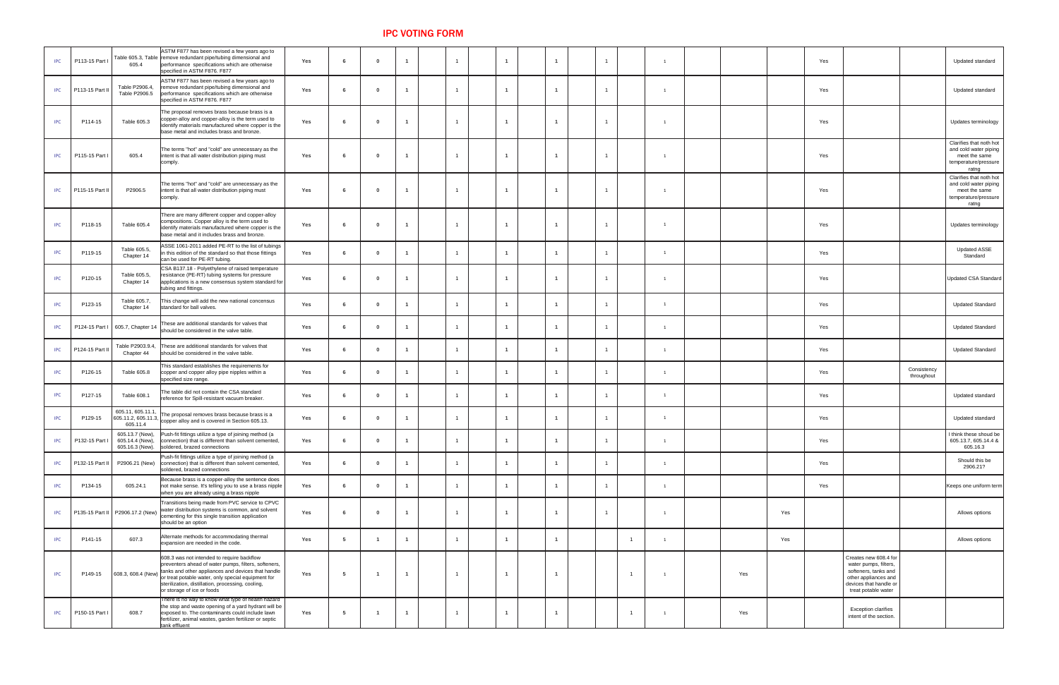# IPC VOTING FORM

| | | | | | | | | | | | | | | | | | | | | | | | | |
|---|---|---|---|---|---|---|---|---|---|---|---|---|---|---|---|---|---|---|---|---|---|---|---|---|
| IPC | P113-15 Part I | Table 605.3, Table 605.4 | ASTM F877 has been revised a few years ago to remove redundant pipe/tubing dimensional and performance specifications which are otherwise specified in ASTM F876. F877 | Yes | 6 | 0 | 1 | | 1 | | 1 | | 1 | | 1 | | 1 | | | | Yes | | | Updated standard |
| IPC | P113-15 Part II | Table P2906.4, Table P2906.5 | ASTM F877 has been revised a few years ago to remove redundant pipe/tubing dimensional and performance specifications which are otherwise specified in ASTM F876. F877 | Yes | 6 | 0 | 1 | | 1 | | 1 | | 1 | | 1 | | 1 | | | | Yes | | | Updated standard |
| IPC | P114-15 | Table 605.3 | The proposal removes brass because brass is a copper-alloy and copper-alloy is the term used to identify materials manufactured where copper is the base metal and includes brass and bronze. | Yes | 6 | 0 | 1 | | 1 | | 1 | | 1 | | 1 | | 1 | | | | Yes | | | Updates terminology |
| IPC | P115-15 Part I | 605.4 | The terms "hot" and "cold" are unnecessary as the intent is that all water distribution piping must comply. | Yes | 6 | 0 | 1 | | 1 | | 1 | | 1 | | 1 | | 1 | | | | Yes | | | Clarifies that noth hot and cold water piping meet the same temperature/pressure ratng |
| IPC | P115-15 Part II | P2906.5 | The terms "hot" and "cold" are unnecessary as the intent is that all water distribution piping must comply. | Yes | 6 | 0 | 1 | | 1 | | 1 | | 1 | | 1 | | 1 | | | | Yes | | | Clarifies that noth hot and cold water piping meet the same temperature/pressure ratng |
| IPC | P118-15 | Table 605.4 | There are many different copper and copper-alloy compositions. Copper alloy is the term used to identify materials manufactured where copper is the base metal and it includes brass and bronze. | Yes | 6 | 0 | 1 | | 1 | | 1 | | 1 | | 1 | | 1 | | | | Yes | | | Updates terminology |
| IPC | P119-15 | Table 605.5, Chapter 14 | ASSE 1061-2011 added PE-RT to the list of tubings in this edition of the standard so that those fittings can be used for PE-RT tubing. | Yes | 6 | 0 | 1 | | 1 | | 1 | | 1 | | 1 | | 1 | | | | Yes | | | Updated ASSE Standard |
| IPC | P120-15 | Table 605.5, Chapter 14 | CSA B137.18 - Polyethylene of raised temperature resistance (PE-RT) tubing systems for pressure applications is a new consensus system standard for tubing and fittings. | Yes | 6 | 0 | 1 | | 1 | | 1 | | 1 | | 1 | | 1 | | | | Yes | | | Updated CSA Standard |
| IPC | P123-15 | Table 605.7, Chapter 14 | This change will add the new national concensus standard for ball valves. | Yes | 6 | 0 | 1 | | 1 | | 1 | | 1 | | 1 | | 1 | | | | Yes | | | Updated Standard |
| IPC | P124-15 Part I | 605.7, Chapter 14 | These are additional standards for valves that should be considered in the valve table. | Yes | 6 | 0 | 1 | | 1 | | 1 | | 1 | | 1 | | 1 | | | | Yes | | | Updated Standard |
| IPC | P124-15 Part II | Table P2903.9.4, Chapter 44 | These are additional standards for valves that should be considered in the valve table. | Yes | 6 | 0 | 1 | | 1 | | 1 | | 1 | | 1 | | 1 | | | | Yes | | | Updated Standard |
| IPC | P126-15 | Table 605.8 | This standard establishes the requirements for copper and copper alloy pipe nipples within a specified size range. | Yes | 6 | 0 | 1 | | 1 | | 1 | | 1 | | 1 | | 1 | | | | Yes | | Consistency throughout | |
| IPC | P127-15 | Table 608.1 | The table did not contain the CSA standard reference for Spill-resistant vacuum breaker. | Yes | 6 | 0 | 1 | | 1 | | 1 | | 1 | | 1 | | 1 | | | | Yes | | | Updated standard |
| IPC | P129-15 | 605.11, 605.11.1, 605.11.2, 605.11.3, 605.11.4 | The proposal removes brass because brass is a copper alloy and is covered in Section 605.13. | Yes | 6 | 0 | 1 | | 1 | | 1 | | 1 | | 1 | | 1 | | | | Yes | | | Updated standard |
| IPC | P132-15 Part I | 605.13.7 (New), 605.14.4 (New), 605.16.3 (New). | Push-fit fittings utilize a type of joining method (a connection) that is different than solvent cemented, soldered, brazed connections | Yes | 6 | 0 | 1 | | 1 | | 1 | | 1 | | 1 | | 1 | | | | Yes | | | I think these shoud be 605.13.7, 605.14.4 & 605.16.3 |
| IPC | P132-15 Part II | P2906.21 (New) | Push-fit fittings utilize a type of joining method (a connection) that is different than solvent cemented, soldered, brazed connections | Yes | 6 | 0 | 1 | | 1 | | 1 | | 1 | | 1 | | 1 | | | | Yes | | | Should this be 2906.21? |
| IPC | P134-15 | 605.24.1 | Because brass is a copper-alloy the sentence does not make sense. It's telling you to use a brass nipple when you are already using a brass nipple | Yes | 6 | 0 | 1 | | 1 | | 1 | | 1 | | 1 | | 1 | | | | Yes | | | Keeps one uniform term |
| IPC | P135-15 Part II | P2906.17.2 (New) | Transitions being made from PVC service to CPVC water distribution systems is common, and solvent cementing for this single transition application should be an option | Yes | 6 | 0 | 1 | | 1 | | 1 | | 1 | | 1 | | 1 | | | Yes | | | | Allows options |
| IPC | P141-15 | 607.3 | Alternate methods for accommodating thermal expansion are needed in the code. | Yes | 5 | 1 | 1 | | 1 | | 1 | | 1 | | | 1 | 1 | | | Yes | | | | Allows options |
| IPC | P149-15 | 608.3, 608.4 (New) | 608.3 was not intended to require backflow preventers ahead of water pumps, filters, softeners, tanks and other appliances and devices that handle or treat potable water, only special equipment for sterilization, distillation, processing, cooling, or storage of ice or foods | Yes | 5 | 1 | 1 | | 1 | | 1 | | 1 | | | 1 | 1 | | Yes | | | Creates new 608.4 for water pumps, filters, softeners, tanks and other appliances and devices that handle or treat potable water | | |
| IPC | P150-15 Part I | 608.7 | There is no way to know what type of health hazard the stop and waste opening of a yard hydrant will be exposed to. The contaminants could include lawn fertilizer, animal wastes, garden fertilizer or septic tank effluent | Yes | 5 | 1 | 1 | | 1 | | 1 | | 1 | | | 1 | 1 | | Yes | | | Exception clarifies intent of the section. | | |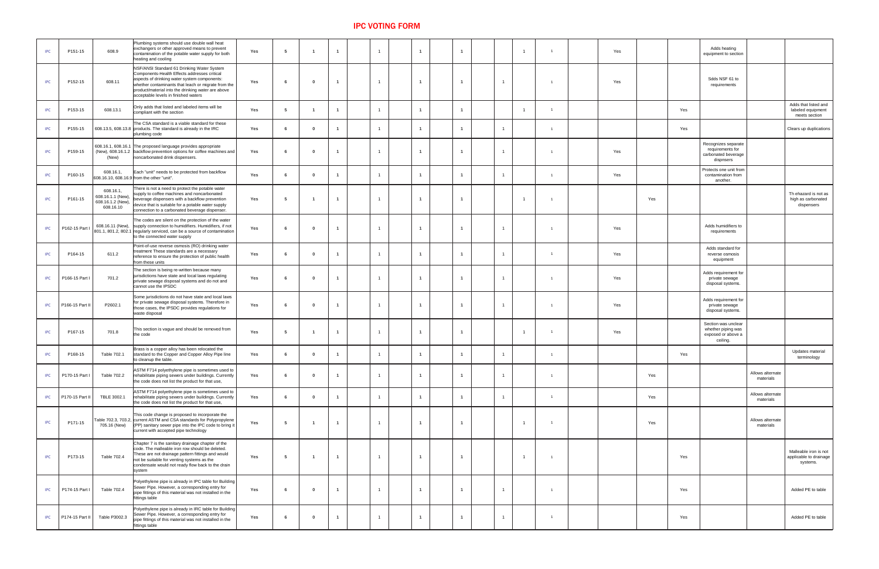# IPC VOTING FORM

| | | | | | | | | | | | | | | | | | | | | | | | | |
|---|---|---|---|---|---|---|---|---|---|---|---|---|---|---|---|---|---|---|---|---|---|---|---|---|
| IPC | P151-15 | 608.9 | Plumbing systems should use double wall heat exchangers or other approved means to prevent contamination of the potable water supply for both heating and cooling | Yes | 5 | 1 | 1 | | 1 | | 1 | | 1 | | | 1 | 1 | | Yes | | | Adds heating equipment to section | | |
| IPC | P152-15 | 608.11 | NSF/ANSI Standard 61 Drinking Water System Components-Health Effects addresses critical aspects of drinking water system components: whether contaminants that leach or migrate from the product/material into the drinking water are above acceptable levels in finished waters | Yes | 6 | 0 | 1 | | 1 | | 1 | | 1 | | 1 | | 1 | | Yes | | | Sdds NSF 61 to requirements | | |
| IPC | P153-15 | 608.13.1 | Only adds that listed and labeled items will be compliant with the section | Yes | 5 | 1 | 1 | | 1 | | 1 | | 1 | | | 1 | 1 | | | | Yes | | | Adds that listed and labeled equipment meets section |
| IPC | P155-15 | 608.13.5, 608.13.8 | The CSA standard is a viable standard for these products. The standard is already in the IRC plumbing code | Yes | 6 | 0 | 1 | | 1 | | 1 | | 1 | | 1 | | 1 | | | | Yes | | | Clears up duplications |
| IPC | P159-15 | 608.16.1, 608.16.1 (New), 608.16.1.2 (New) | The proposed language provides appropriate backflow prevention options for coffee machines and noncarbonated drink dispensers. | Yes | 6 | 0 | 1 | | 1 | | 1 | | 1 | | 1 | | 1 | | Yes | | | Recognizes separate requirements for carbonated beverage dispnsers | | |
| IPC | P160-15 | 608.16.1, 608.16.10, 608.16.9 | Each "unit" needs to be protected from backflow from the other "unit". | Yes | 6 | 0 | 1 | | 1 | | 1 | | 1 | | 1 | | 1 | | Yes | | | Protects one unit from contamination from another. | | |
| IPC | P161-15 | 608.16.1, 608.16.1.1 (New), 608.16.1.2 (New), 608.16.10 | There is not a need to protect the potable water supply to coffee machines and noncarbonated beverage dispensers with a backflow prevention device that is suitable for a potable water supply connection to a carbonated beverage dispenser. | Yes | 5 | 1 | 1 | | 1 | | 1 | | 1 | | | 1 | 1 | | | Yes | | | | Th ehazard is not as high as carbonated dispensers |
| IPC | P162-15 Part I | 608.16.11 (New), 801.1, 801.2, 802.1 | The codes are silent on the protection of the water supply connection to humidifiers. Humidifiers, if not regularly serviced, can be a source of contamination to the connected water supply | Yes | 6 | 0 | 1 | | 1 | | 1 | | 1 | | 1 | | 1 | | Yes | | | Adds humidifiers to requirements | | |
| IPC | P164-15 | 611.2 | Point-of-use reverse osmosis (RO) drinking water treatment These standards are a necessary reference to ensure the protection of public health from these units | Yes | 6 | 0 | 1 | | 1 | | 1 | | 1 | | 1 | | 1 | | Yes | | | Adds standard for reverse osmosis equipment | | |
| IPC | P166-15 Part I | 701.2 | The section is being re-written because many jurisdictions have state and local laws regulating private sewage disposal systems and do not and cannot use the IPSDC | Yes | 6 | 0 | 1 | | 1 | | 1 | | 1 | | 1 | | 1 | | Yes | | | Adds requirement for private sewage disposal systems. | | |
| IPC | P166-15 Part II | P2602.1 | Some jurisdictions do not have state and local laws for private sewage disposal systems. Therefore in those cases, the IPSDC provides regulations for waste disposal | Yes | 6 | 0 | 1 | | 1 | | 1 | | 1 | | 1 | | 1 | | Yes | | | Adds requirement for private sewage disposal systems. | | |
| IPC | P167-15 | 701.8 | This section is vague and should be removed from the code | Yes | 5 | 1 | 1 | | 1 | | 1 | | 1 | | | 1 | 1 | | Yes | | | Section was unclear whether piping was exposed or above a ceiling. | | |
| IPC | P168-15 | Table 702.1 | Brass is a copper alloy has been relocated the standard to the Copper and Copper Alloy Pipe line to cleanup the table. | Yes | 6 | 0 | 1 | | 1 | | 1 | | 1 | | 1 | | 1 | | | | Yes | | | Updates material terminology |
| IPC | P170-15 Part I | Table 702.2 | ASTM F714 polyethylene pipe is sometimes used to rehabilitate piping sewers under buildings. Currently the code does not list the product for that use, | Yes | 6 | 0 | 1 | | 1 | | 1 | | 1 | | 1 | | 1 | | | Yes | | | Allows alternate materials | |
| IPC | P170-15 Part II | TBLE 3002.1 | ASTM F714 polyethylene pipe is sometimes used to rehabilitate piping sewers under buildings. Currently the code does not list the product for that use, | Yes | 6 | 0 | 1 | | 1 | | 1 | | 1 | | 1 | | 1 | | | Yes | | | Allows alternate materials | |
| IPC | P171-15 | Table 702.3, 703.2, 705.16 (New) | This code change is proposed to incorporate the current ASTM and CSA standards for Polypropylene (PP) sanitary sewer pipe into the IPC code to bring it current with accepted pipe technology | Yes | 5 | 1 | 1 | | 1 | | 1 | | 1 | | | 1 | 1 | | | Yes | | | Allows alternate materials | |
| IPC | P173-15 | Table 702.4 | Chapter 7 is the sanitary drainage chapter of the code. The malleable iron row should be deleted. These are not drainage pattern fittings and would not be suitable for venting systems as the condensate would not ready flow back to the drain system | Yes | 5 | 1 | 1 | | 1 | | 1 | | 1 | | | 1 | 1 | | | | Yes | | | Malleable iron is not applicable to drainage systems. |
| IPC | P174-15 Part I | Table 702.4 | Polyethylene pipe is already in IPC table for Building Sewer Pipe. However, a corresponding entry for pipe fittings of this material was not installed in the fittings table | Yes | 6 | 0 | 1 | | 1 | | 1 | | 1 | | 1 | | 1 | | | | Yes | | | Added PE to table |
| IPC | P174-15 Part II | Table P3002.3 | Polyethylene pipe is already in IRC table for Building Sewer Pipe. However, a corresponding entry for pipe fittings of this material was not installed in the fittings table | Yes | 6 | 0 | 1 | | 1 | | 1 | | 1 | | 1 | | 1 | | | | Yes | | | Added PE to table |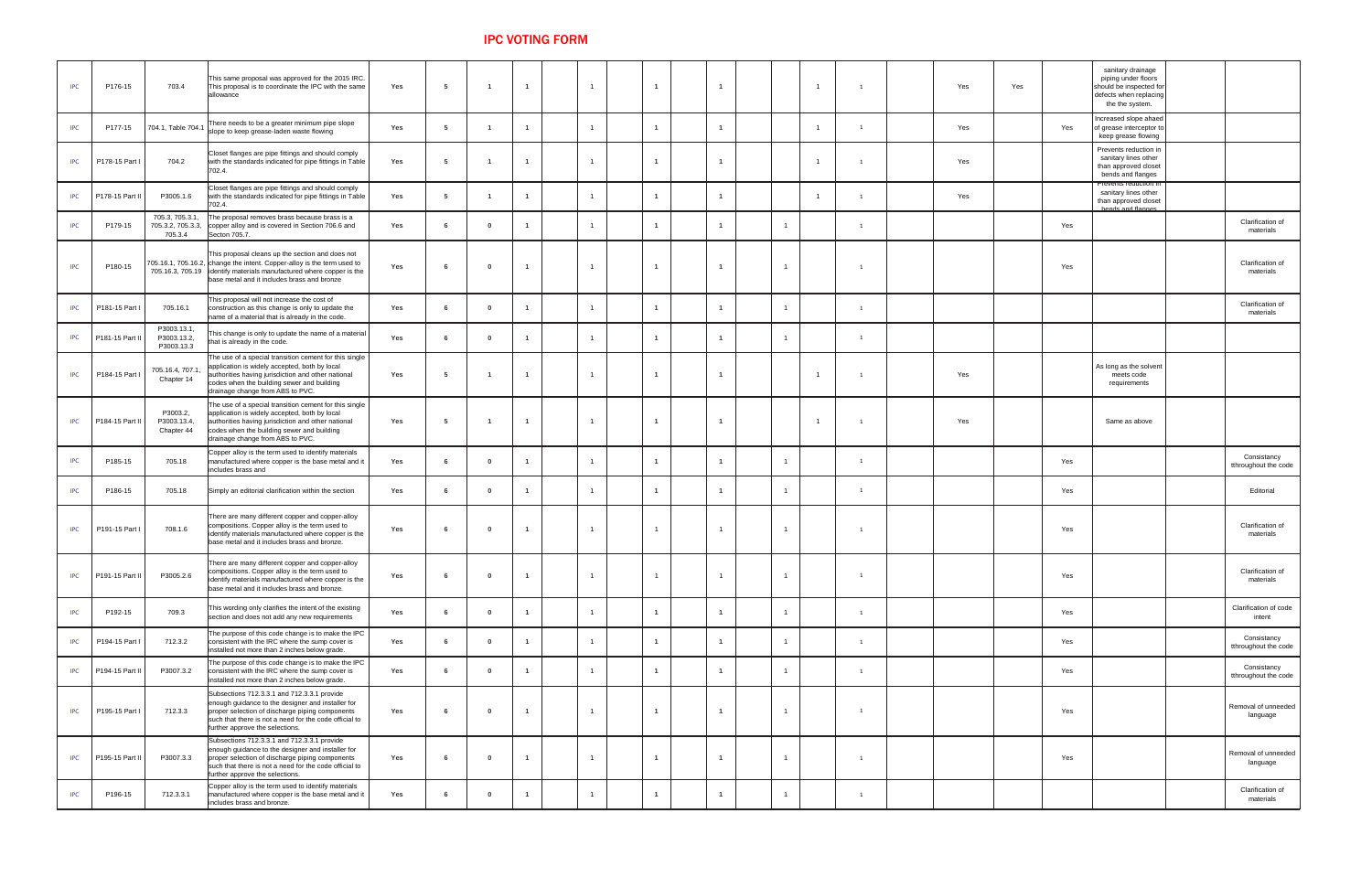# IPC VOTING FORM

| | | | | | | | | | | | | | | | | | | | | | | | | |
|---|---|---|---|---|---|---|---|---|---|---|---|---|---|---|---|---|---|---|---|---|---|---|---|---|
| IPC | P176-15 | 703.4 | This same proposal was approved for the 2015 IRC. This proposal is to coordinate the IPC with the same allowance | Yes | 5 | 1 | 1 | | 1 | | 1 | | 1 | | | 1 | 1 | | Yes | Yes | | sanitary drainage piping under floors should be inspected for defects when replacing the the system. | | |
| IPC | P177-15 | 704.1, Table 704.1 | There needs to be a greater minimum pipe slope slope to keep grease-laden waste flowing | Yes | 5 | 1 | 1 | | 1 | | 1 | | 1 | | | 1 | 1 | | Yes | | Yes | Increased slope ahaed of grease interceptor to keep grease flowing | | |
| IPC | P178-15 Part I | 704.2 | Closet flanges are pipe fittings and should comply with the standards indicated for pipe fittings in Table 702.4. | Yes | 5 | 1 | 1 | | 1 | | 1 | | 1 | | | 1 | 1 | | Yes | | | Prevents reduction in sanitary lines other than approved closet bends and flanges | | |
| IPC | P178-15 Part II | P3005.1.6 | Closet flanges are pipe fittings and should comply with the standards indicated for pipe fittings in Table 702.4. | Yes | 5 | 1 | 1 | | 1 | | 1 | | 1 | | | 1 | 1 | | Yes | | | Prevents reduction in sanitary lines other than approved closet bends and flanges | | |
| IPC | P179-15 | 705.3, 705.3.1, 705.3.2, 705.3.3, 705.3.4 | The proposal removes brass because brass is a copper alloy and is covered in Section 706.6 and Secton 705.7. | Yes | 6 | 0 | 1 | | 1 | | 1 | | 1 | | 1 | | 1 | | | | Yes | | | Clarification of materials |
| IPC | P180-15 | 705.16.1, 705.16.2, 705.16.3, 705.19 | This proposal cleans up the section and does not change the intent. Copper-alloy is the term used to identify materials manufactured where copper is the base metal and it includes brass and bronze | Yes | 6 | 0 | 1 | | 1 | | 1 | | 1 | | 1 | | 1 | | | | Yes | | | Clarification of materials |
| IPC | P181-15 Part I | 705.16.1 | This proposal will not increase the cost of construction as this change is only to update the name of a material that is already in the code. | Yes | 6 | 0 | 1 | | 1 | | 1 | | 1 | | 1 | | 1 | | | | | | | Clarification of materials |
| IPC | P181-15 Part II | P3003.13.1, P3003.13.2, P3003.13.3 | This change is only to update the name of a material that is already in the code. | Yes | 6 | 0 | 1 | | 1 | | 1 | | 1 | | 1 | | 1 | | | | | | | |
| IPC | P184-15 Part I | 705.16.4, 707.1, Chapter 14 | The use of a special transition cement for this single application is widely accepted, both by local authorities having jurisdiction and other national codes when the building sewer and building drainage change from ABS to PVC. | Yes | 5 | 1 | 1 | | 1 | | 1 | | 1 | | | 1 | 1 | | Yes | | | As long as the solvent meets code requirements | | |
| IPC | P184-15 Part II | P3003.2, P3003.13.4, Chapter 44 | The use of a special transition cement for this single application is widely accepted, both by local authorities having jurisdiction and other national codes when the building sewer and building drainage change from ABS to PVC. | Yes | 5 | 1 | 1 | | 1 | | 1 | | 1 | | | 1 | 1 | | Yes | | | Same as above | | |
| IPC | P185-15 | 705.18 | Copper alloy is the term used to identify materials manufactured where copper is the base metal and it includes brass and | Yes | 6 | 0 | 1 | | 1 | | 1 | | 1 | | 1 | | 1 | | | | Yes | | | Consistancy tthroughout the code |
| IPC | P186-15 | 705.18 | Simply an editorial clarification within the section | Yes | 6 | 0 | 1 | | 1 | | 1 | | 1 | | 1 | | 1 | | | | Yes | | | Editorial |
| IPC | P191-15 Part I | 708.1.6 | There are many different copper and copper-alloy compositions. Copper alloy is the term used to identify materials manufactured where copper is the base metal and it includes brass and bronze. | Yes | 6 | 0 | 1 | | 1 | | 1 | | 1 | | 1 | | 1 | | | | Yes | | | Clarification of materials |
| IPC | P191-15 Part II | P3005.2.6 | There are many different copper and copper-alloy compositions. Copper alloy is the term used to identify materials manufactured where copper is the base metal and it includes brass and bronze. | Yes | 6 | 0 | 1 | | 1 | | 1 | | 1 | | 1 | | 1 | | | | Yes | | | Clarification of materials |
| IPC | P192-15 | 709.3 | This wording only clarifies the intent of the existing section and does not add any new requirements | Yes | 6 | 0 | 1 | | 1 | | 1 | | 1 | | 1 | | 1 | | | | Yes | | | Clarification of code intent |
| IPC | P194-15 Part I | 712.3.2 | The purpose of this code change is to make the IPC consistent with the IRC where the sump cover is installed not more than 2 inches below grade. | Yes | 6 | 0 | 1 | | 1 | | 1 | | 1 | | 1 | | 1 | | | | Yes | | | Consistancy tthroughout the code |
| IPC | P194-15 Part II | P3007.3.2 | The purpose of this code change is to make the IPC consistent with the IRC where the sump cover is installed not more than 2 inches below grade. | Yes | 6 | 0 | 1 | | 1 | | 1 | | 1 | | 1 | | 1 | | | | Yes | | | Consistancy tthroughout the code |
| IPC | P195-15 Part I | 712.3.3 | Subsections 712.3.3.1 and 712.3.3.1 provide enough guidance to the designer and installer for proper selection of discharge piping components such that there is not a need for the code official to further approve the selections. | Yes | 6 | 0 | 1 | | 1 | | 1 | | 1 | | 1 | | 1 | | | | Yes | | | Removal of unneeded language |
| IPC | P195-15 Part II | P3007.3.3 | Subsections 712.3.3.1 and 712.3.3.1 provide enough guidance to the designer and installer for proper selection of discharge piping components such that there is not a need for the code official to further approve the selections. | Yes | 6 | 0 | 1 | | 1 | | 1 | | 1 | | 1 | | 1 | | | | Yes | | | Removal of unneeded language |
| IPC | P196-15 | 712.3.3.1 | Copper alloy is the term used to identify materials manufactured where copper is the base metal and it includes brass and bronze. | Yes | 6 | 0 | 1 | | 1 | | 1 | | 1 | | 1 | | 1 | | | | | | | Clarification of materials |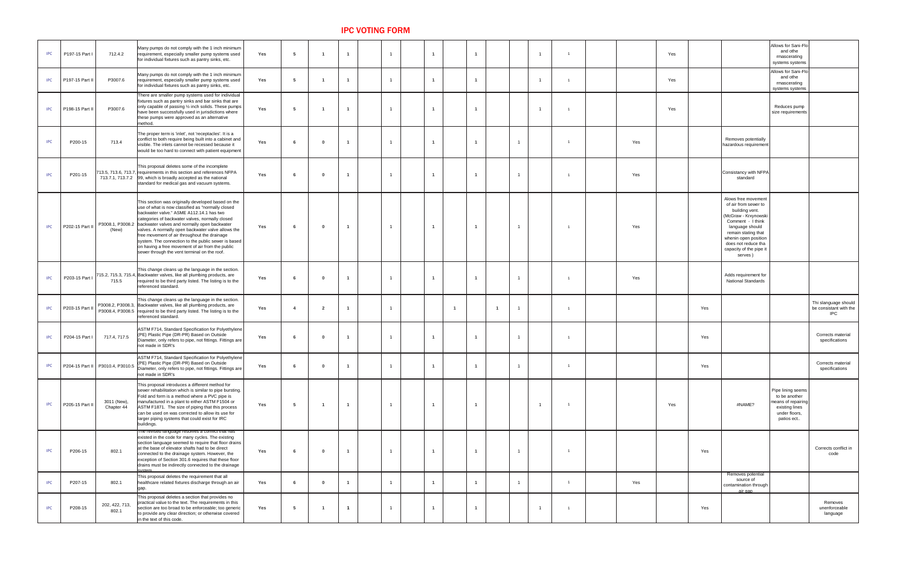# IPC VOTING FORM

| | | | | | | | | | | | | | | | | | | | | | | | | |
|---|---|---|---|---|---|---|---|---|---|---|---|---|---|---|---|---|---|---|---|---|---|---|---|---|
| IPC | P197-15 Part I | 712.4.2 | Many pumps do not comply with the 1 inch minimum requirement, especially smaller pump systems used for individual fixtures such as pantry sinks, etc. | Yes | 5 | 1 | 1 | | 1 | | 1 | | 1 | | | 1 | 1 | | | Yes | | | Allows for Sani-Flo and othe rmascerating systems systems | |
| IPC | P197-15 Part II | P3007.6 | Many pumps do not comply with the 1 inch minimum requirement, especially smaller pump systems used for individual fixtures such as pantry sinks, etc. | Yes | 5 | 1 | 1 | | 1 | | 1 | | 1 | | | 1 | 1 | | | Yes | | | Allows for Sani-Flo and othe rmascerating systems systems | |
| IPC | P198-15 Part II | P3007.6 | There are smaller pump systems used for individual fixtures such as pantry sinks and bar sinks that are only capable of passing ½ inch solids. These pumps have been successfully used in jurisdictions where these pumps were approved as an alternative method. | Yes | 5 | 1 | 1 | | 1 | | 1 | | 1 | | | 1 | 1 | | | Yes | | | Reduces pump size requirements | |
| IPC | P200-15 | 713.4 | The proper term is 'inlet', not 'receptacles'. It is a conflict to both require being built into a cabinet and visible. The inlets cannot be recessed because it would be too hard to connect with patient equipment | Yes | 6 | 0 | 1 | | 1 | | 1 | | 1 | | 1 | | 1 | | Yes | | | Removes potentially hazardous requirement | | |
| IPC | P201-15 | 713.5, 713.6, 713.7, 713.7.1, 713.7.2 | This proposal deletes some of the incomplete requirements in this section and references NFPA 99, which is broadly accepted as the national standard for medical gas and vacuum systems. | Yes | 6 | 0 | 1 | | 1 | | 1 | | 1 | | 1 | | 1 | | Yes | | | Consistancy with NFPA standard | | |
| IPC | P202-15 Part II | P3008.1, P3008.2 (New) | This section was originally developed based on the use of what is now classified as "normally closed backwater valve." ASME A112.14.1 has two categories of backwater valves, normally closed backwater valves and normally open backwater valves. A normally open backwater valve allows the free movement of air throughout the drainage system. The connection to the public sewer is based on having a free movement of air from the public sewer through the vent terminal on the roof. | Yes | 6 | 0 | 1 | | 1 | | 1 | | 1 | | 1 | | 1 | | Yes | | | Alows free movement of air from sewer to building vent. (McGraw - Krxynowski Comment - I think language should remain stating that whenin open position does not reduce tha capacity of the pipe it serves ) | | |
| IPC | P203-15 Part I | 715.2, 715.3, 715.4, 715.5 | This change cleans up the language in the section. Backwater valves, like all plumbing products, are required to be third party listed. The listing is to the referenced standard. | Yes | 6 | 0 | 1 | | 1 | | 1 | | 1 | | 1 | | 1 | | Yes | | | Adds requirement for National Standards | | |
| IPC | P203-15 Part II | P3008.2, P3008.3, P3008.4, P3008.5 | This change cleans up the language in the section. Backwater valves, like all plumbing products, are required to be third party listed. The listing is to the referenced standard. | Yes | 4 | 2 | 1 | | 1 | | | 1 | | 1 | 1 | | 1 | | | | Yes | | | Thi slanguage should be consistant with the IPC |
| IPC | P204-15 Part I | 717.4, 717.5 | ASTM F714, Standard Specification for Polyethylene (PE) Plastic Pipe (DR-PR) Based on Outside Diameter, only refers to pipe, not fittings. Fittings are not made in SDR's | Yes | 6 | 0 | 1 | | 1 | | 1 | | 1 | | 1 | | 1 | | | | Yes | | | Corrects material specifications |
| IPC | P204-15 Part II | P3010.4, P3010.5 | ASTM F714, Standard Specification for Polyethylene (PE) Plastic Pipe (DR-PR) Based on Outside Diameter, only refers to pipe, not fittings. Fittings are not made in SDR's | Yes | 6 | 0 | 1 | | 1 | | 1 | | 1 | | 1 | | 1 | | | | Yes | | | Corrects material specifications |
| IPC | P205-15 Part II | 3011 (New), Chapter 44 | This proposal introduces a different method for sewer rehabilitation which is similar to pipe bursting. Fold and form is a method where a PVC pipe is manufactured in a plant to either ASTM F1504 or ASTM F1871. The scope of piping that this process can be used on was corrected to allow its use for larger piping systems that could exist for IRC buildings. | Yes | 5 | 1 | 1 | | 1 | | 1 | | 1 | | | 1 | 1 | | | Yes | | #NAME? | Pipe lining seems to be another means of repairing existing lines under floors, patios ect.. | |
| IPC | P206-15 | 802.1 | The revised language resolves a conflict that has existed in the code for many cycles. The existing section language seemed to require that floor drains at the base of elevator shafts had to be direct connected to the drainage system. However, the exception of Section 301.6 requires that these floor drains must be indirectly connected to the drainage system. | Yes | 6 | 0 | 1 | | 1 | | 1 | | 1 | | 1 | | 1 | | | | Yes | | | Corrects conflict in code |
| IPC | P207-15 | 802.1 | This proposal deletes the requirement that all healthcare related fixtures discharge through an air gap. | Yes | 6 | 0 | 1 | | 1 | | 1 | | 1 | | 1 | | 1 | | Yes | | | Removes potential source of contamination through air gap | | |
| IPC | P208-15 | 202, 422, 713, 802.1 | This proposal deletes a section that provides no practical value to the text. The requirements in this section are too broad to be enforceable; too generic to provide any clear direction; or otherwise covered in the text of this code. | Yes | 5 | 1 | 1 | | 1 | | 1 | | 1 | | | 1 | 1 | | | | Yes | | | Removes unenforceable language |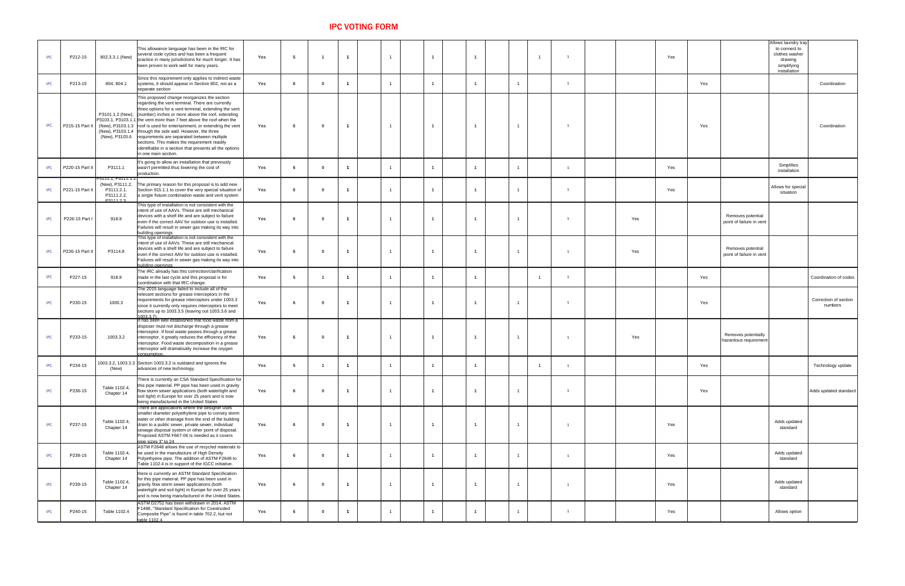# IPC VOTING FORM

| | | | | | | | | | | | | | | | | | | | | | | | | |
|---|---|---|---|---|---|---|---|---|---|---|---|---|---|---|---|---|---|---|---|---|---|---|---|---|
| IPC | P212-15 | 802.3.3.1 (New) | This allowance language has been in the IRC for several code cycles and has been a frequent practice in many jurisdictions for much longer. It has been proven to work well for many years. | Yes | 5 | 1 | 1 | | 1 | | 1 | | 1 | | | 1 | 1 | | | Yes | | | Allows laundry tray to connect to clothes washer drawing simplifying installation | |
| IPC | P213-15 | 804, 804.1 | Since this requirement only applies to indirect waste systems, it should appear in Section 802, not as a separate section | Yes | 6 | 0 | 1 | | 1 | | 1 | | 1 | | 1 | | 1 | | | | Yes | | | Coordination |
| IPC | P215-15 Part II | P3101.1.2 (New), P3103.1, P3103.1.1 (New), P3103.1.3 (New), P3103.1.4 (New), P3103.6 | This proposed change reorganizes the section regarding the vent terminal. There are currently three options for a vent terminal, extending the vent (number) inches or more above the roof, extending the vent more than 7 feet above the roof when the roof is used for entertainment, or extending the vent through the side wall. However, the three requirements are separated between multiple sections. This makes the requirement readily identifiable in a section that presents all the options in one main section. | Yes | 6 | 0 | 1 | | 1 | | 1 | | 1 | | 1 | | 1 | | | | Yes | | | Coordination |
| IPC | P220-15 Part II | P3111.1 | It's going to allow an installation that previously wasn't permitted thus lowering the cost of production. | Yes | 6 | 0 | 1 | | 1 | | 1 | | 1 | | 1 | | 1 | | | Yes | | | Simplifies installation | |
| IPC | P221-15 Part II | P3111.1, P3111.1.1 (New), P3111.2, P3111.2.1, P3111.2.2, P3111.2.3 | The primary reason for this proposal is to add new Section 915.1.1 to cover the very special situation of a single fixture combination waste and vent system | Yes | 6 | 0 | 1 | | 1 | | 1 | | 1 | | 1 | | 1 | | | Yes | | | Allows for special situation | |
| IPC | P226-15 Part I | 918.8 | This type of installation is not consistent with the intent of use of AAVs. These are still mechanical devices with a shelf life and are subject to failure even if the correct AAV for outdoor use is installed. Failures will result in sewer gas making its way into building openings | Yes | 6 | 0 | 1 | | 1 | | 1 | | 1 | | 1 | | 1 | | Yes | | | Removes potential point of failure in vent | | |
| IPC | P226-15 Part II | P3114.8 | This type of installation is not consistent with the intent of use of AAVs. These are still mechanical devices with a shelf life and are subject to failure even if the correct AAV for outdoor use is installed. Failures will result in sewer gas making its way into building openings | Yes | 6 | 0 | 1 | | 1 | | 1 | | 1 | | 1 | | 1 | | Yes | | | Removes potential point of failure in vent | | |
| IPC | P227-15 | 918.8 | The IRC already has this correction/clarification made in the last cycle and this proposal is for coordination with that IRC change. | Yes | 5 | 1 | 1 | | 1 | | 1 | | 1 | | | 1 | 1 | | | | Yes | | | Coordination of codes |
| IPC | P230-15 | 1000.3 | The 2015 language failed to include all of the relevant sections for grease interceptors in the requirements for grease interceptors under 1003.3 since it currently only requires interceptors to meet sections up to 1003.3.5 (leaving out 1003.3.6 and 1003.3.7) | Yes | 6 | 0 | 1 | | 1 | | 1 | | 1 | | 1 | | 1 | | | | Yes | | | Correction of section numbers |
| IPC | P233-15 | 1003.3.2 | It has been well established that food waste from a disposer must not discharge through a grease interceptor. If food waste passes through a grease interceptor, it greatly reduces the efficiency of the interceptor. Food waste decomposition in a grease interceptor will dramatically increase the oxygen consumption. | Yes | 6 | 0 | 1 | | 1 | | 1 | | 1 | | 1 | | 1 | | Yes | | | Removes potentially hazardous requirement | | |
| IPC | P234-15 | 1003.3.2, 1003.3.3 (New) | Section 1003.3.2 is outdated and ignores the advances of new technology. | Yes | 5 | 1 | 1 | | 1 | | 1 | | 1 | | | 1 | 1 | | | | Yes | | | Technology update |
| IPC | P236-15 | Table 1102.4, Chapter 14 | There is currently an CSA Standard Specification for this pipe material. PP pipe has been used in gravity flow storm sewer applications (both watertight and soil tight) in Europe for over 25 years and is now being manufactured in the United States | Yes | 6 | 0 | 1 | | 1 | | 1 | | 1 | | 1 | | 1 | | | | Yes | | | Adds updated standard |
| IPC | P237-15 | Table 1102.4, Chapter 14 | There are applications where the designer uses smaller diameter polyethylene pipe to convey storm water or other drainage from the end of the building drain to a public sewer, private sewer, individual sewage disposal system or other point of disposal. Proposed ASTM F667-06 is needed as it covers pipe sizes 3" to 24 | Yes | 6 | 0 | 1 | | 1 | | 1 | | 1 | | 1 | | 1 | | | Yes | | | Adds updated standard | |
| IPC | P238-15 | Table 1102.4, Chapter 14 | ASTM F2648 allows the use of recycled materials to be used in the manufacture of High Density Polyethene pipe. The addition of ASTM F2648 to Table 1102.4 is in support of the IGCC initiative. | Yes | 6 | 0 | 1 | | 1 | | 1 | | 1 | | 1 | | 1 | | | Yes | | | Adds updated standard | |
| IPC | P239-15 | Table 1102.4, Chapter 14 | there is currently an ASTM Standard Specification for this pipe material. PP pipe has been used in gravity flow storm sewer applications (both watertight and soil tight) in Europe for over 25 years and is now being manufactured in the United States. | Yes | 6 | 0 | 1 | | 1 | | 1 | | 1 | | 1 | | 1 | | | Yes | | | Adds updated standard | |
| IPC | P240-15 | Table 1102.4 | ASTM D2751 has been withdrawn in 2014. ASTM F1488, "Standard Specification for Coextruded Composite Pipe" is found in table 702.2, but not table 1102.4 | Yes | 6 | 0 | 1 | | 1 | | 1 | | 1 | | 1 | | 1 | | | Yes | | | Allows option | |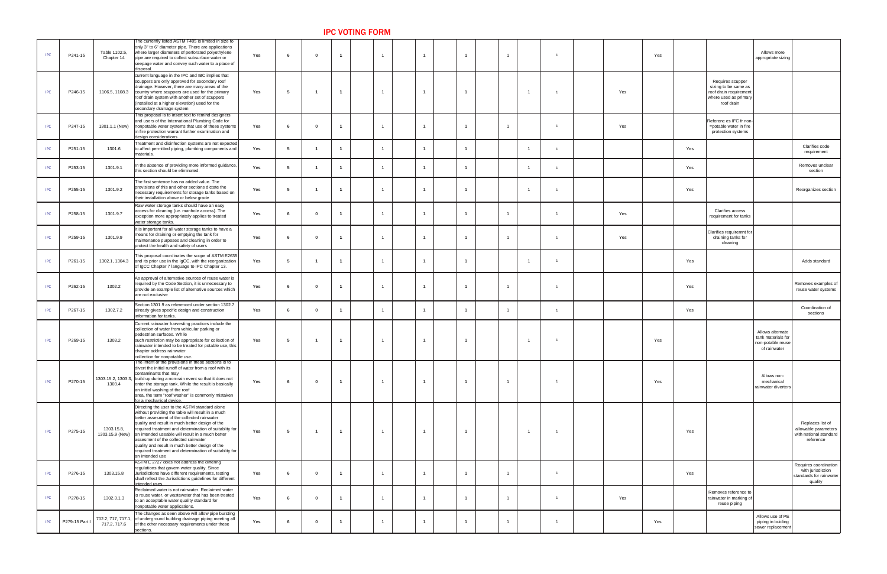# IPC VOTING FORM

| | | | | | | | | | | | | | | | | | | | | | | | | |
|---|---|---|---|---|---|---|---|---|---|---|---|---|---|---|---|---|---|---|---|---|---|---|---|---|
| IPC | P241-15 | Table 1102.5, Chapter 14 | The currently listed ASTM F405 is limited in size to only 3" to 6" diameter pipe. There are applications where larger diameters of perforated polyethylene pipe are required to collect subsurface water or seepage water and convey such water to a place of disposal. | Yes | 6 | 0 | 1 | | 1 | | 1 | | 1 | | 1 | | 1 | | | Yes | | | Allows more appropriate sizing | |
| IPC | P246-15 | 1106.5, 1108.3 | current language in the IPC and IBC implies that scuppers are only approved for secondary roof drainage. However, there are many areas of the country where scuppers are used for the primary roof drain system with another set of scuppers (installed at a higher elevation) used for the secondary drainage system | Yes | 5 | 1 | 1 | | 1 | | 1 | | 1 | | | 1 | 1 | | Yes | | | Requires scupper sizing to be same as roof drain requirement where used as primary roof drain | | |
| IPC | P247-15 | 1301.1.1 (New) | This proposal is to insert text to remind designers and users of the International Plumbing Code for nonpotable water systems that use of these systems in fire protection warrant further examination and design considerations. | Yes | 6 | 0 | 1 | | 1 | | 1 | | 1 | | 1 | | 1 | | Yes | | | Referenc es IFC fr non-=potable water in fire protection systems | | |
| IPC | P251-15 | 1301.6 | Treatment and disinfection systems are not expected to affect permitted piping, plumbing components and materials. | Yes | 5 | 1 | 1 | | 1 | | 1 | | 1 | | | 1 | 1 | | | | Yes | | | Clarifies code requirement |
| IPC | P253-15 | 1301.9.1 | In the absence of providing more informed guidance, this section should be eliminated. | Yes | 5 | 1 | 1 | | 1 | | 1 | | 1 | | | 1 | 1 | | | | Yes | | | Removes unclear section |
| IPC | P255-15 | 1301.9.2 | The first sentence has no added value. The provisions of this and other sections dictate the necessary requirements for storage tanks based on their installation above or below grade | Yes | 5 | 1 | 1 | | 1 | | 1 | | 1 | | | 1 | 1 | | | | Yes | | | Reorganizes section |
| IPC | P258-15 | 1301.9.7 | Raw water storage tanks should have an easy access for cleaning (i.e. manhole access). The exception more appropriately applies to treated water storage tanks. | Yes | 6 | 0 | 1 | | 1 | | 1 | | 1 | | 1 | | 1 | | Yes | | | Clarifies access requirement for tanks | | |
| IPC | P259-15 | 1301.9.9 | It is important for all water storage tanks to have a means for draining or emptying the tank for maintenance purposes and cleaning in order to protect the health and safety of users | Yes | 6 | 0 | 1 | | 1 | | 1 | | 1 | | 1 | | 1 | | Yes | | | Clarifies requiremnt for draining tanks for cleaning | | |
| IPC | P261-15 | 1302.1, 1304.3 | This proposal coordinates the scope of ASTM E2635 and its prior use in the IgCC, with the reorganization of IgCC Chapter 7 language to IPC Chapter 13. | Yes | 5 | 1 | 1 | | 1 | | 1 | | 1 | | | 1 | 1 | | | | Yes | | | Adds standard |
| IPC | P262-15 | 1302.2 | As approval of alternative sources of reuse water is required by the Code Section, it is unnecessary to provide an example list of alternative sources which are not exclusive | Yes | 6 | 0 | 1 | | 1 | | 1 | | 1 | | 1 | | 1 | | | | Yes | | | Removes examples of reuse water systems |
| IPC | P267-15 | 1302.7.2 | Section 1301.9 as referenced under section 1302.7 already gives specific design and construction information for tanks. | Yes | 6 | 0 | 1 | | 1 | | 1 | | 1 | | 1 | | 1 | | | | Yes | | | Coordination of sections |
| IPC | P269-15 | 1303.2 | Current rainwater harvesting practices include the collection of water from vehicular parking or pedestrian surfaces. While such restriction may be appropriate for collection of rainwater intended to be treated for potable use, this chapter address rainwater collection for nonpotable use. | Yes | 5 | 1 | 1 | | 1 | | 1 | | 1 | | | 1 | 1 | | | Yes | | | Allows alternate tank materials for non-potable reuse of rainwater | |
| IPC | P270-15 | 1303.15.2, 1303.3, 1303.4 | The intent of the provisions in these sections is to divert the initial runoff of water from a roof with its contaminants that may build up during a non-rain event so that it does not enter the storage tank. While the result is basically an initial washing of the roof area, the term "roof washer" is commonly mistaken for a mechanical device. | Yes | 6 | 0 | 1 | | 1 | | 1 | | 1 | | 1 | | 1 | | | Yes | | | Allows non-mechanical rainwater diverters | |
| IPC | P275-15 | 1303.15.8, 1303.15.9 (New) | Directing the user to the ASTM standard alone without providing the table will result in a much better assesment of the collected rainwater quality and result in much better design of the required treatment and determination of suitablity for an intended useable will result in a much better assesment of the collected rainwater quality and result in much better design of the required treatment and determination of suitablity for an intended use | Yes | 5 | 1 | 1 | | 1 | | 1 | | 1 | | | 1 | 1 | | | | Yes | | | Replaces list of allowable parameters with national standard reference |
| IPC | P276-15 | 1303.15.8 | ASTM E 2727 does not address the differing regulations that govern water quality. Since Jurisdictions have different requirements, testing shall reflect the Jurisdictions guidelines for different intended uses. | Yes | 6 | 0 | 1 | | 1 | | 1 | | 1 | | 1 | | 1 | | | | Yes | | | Requires coordination with jurisdiction standards for rainwater quality |
| IPC | P278-15 | 1302.3.1.3 | Reclaimed water is not rainwater. Reclaimed water is reuse water, or wastewater that has been treated to an acceptable water quality standard for nonpotable water applications. | Yes | 6 | 0 | 1 | | 1 | | 1 | | 1 | | 1 | | 1 | | Yes | | | Removes reference to rainwater in marking of reuse piping | | |
| IPC | P279-15 Part I | 702.2, 717, 717.1, 717.2, 717.6 | The changes as seen above will allow pipe bursting of underground building drainage piping meeting all of the other necessary requirements under these sections. | Yes | 6 | 0 | 1 | | 1 | | 1 | | 1 | | 1 | | 1 | | | Yes | | | Allows use of PE piping in buiding sewer replacement | |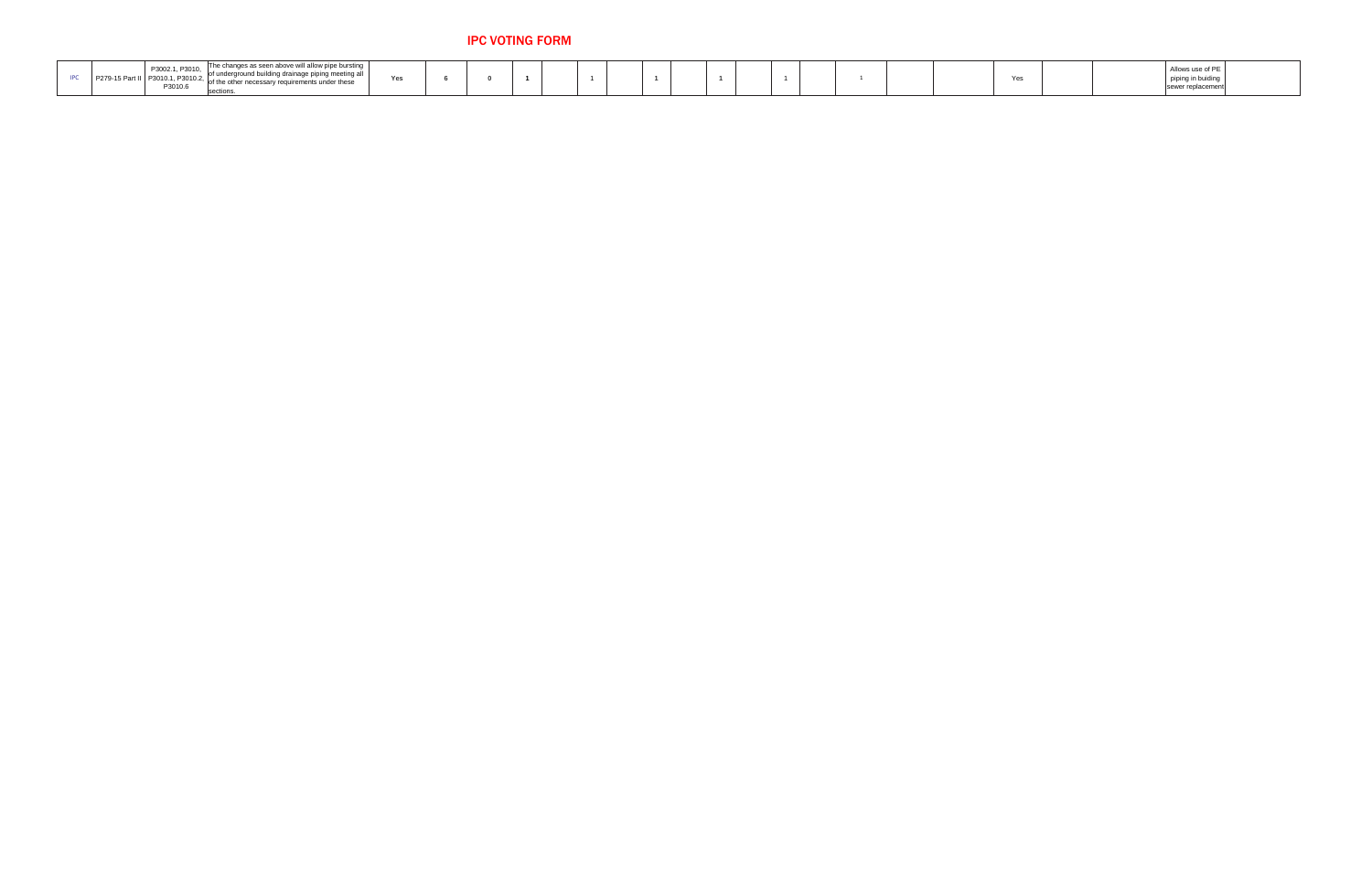# IPC VOTING FORM

| | | | | | | | | | | | | | | | | | | | | | | | |
|---|---|---|---|---|---|---|---|---|---|---|---|---|---|---|---|---|---|---|---|---|---|---|---|
| IPC | P279-15 Part II | P3002.1, P3010, P3010.1, P3010.2, P3010.6 | The changes as seen above will allow pipe bursting of underground building drainage piping meeting all of the other necessary requirements under these sections. | Yes | 6 | 0 | 1 | | 1 | | 1 | | 1 | | 1 | | 1 | | | Yes | | | Allows use of PE piping in buiding sewer replacement |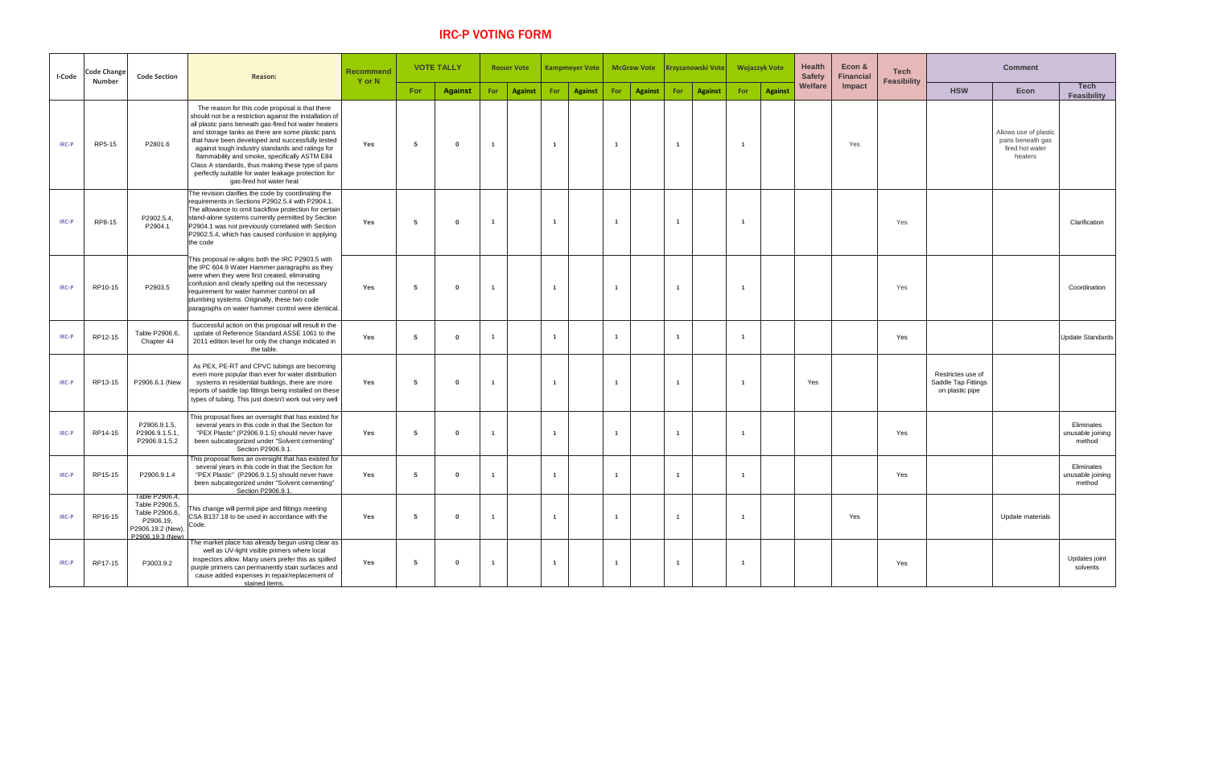# IRC-P VOTING FORM

| I-Code | Code Change Number | Code Section | Reason: | Recommend Y or N | VOTE TALLY | | Rosser Vote | | Kampmeyer Vote | | McGraw Vote | | Krzyzanowski Vote | | Wojaczyk Vote | | Health Safety Welfare | Econ & Financial Impact | Tech Feasibility | Comment | | |
|---|---|---|---|---|---|---|---|---|---|---|---|---|---|---|---|---|---|---|---|---|---|---|
| | | | | | For | Against | For | Against | For | Against | For | Against | For | Against | For | Against | | | | HSW | Econ | Tech Feasibility |
| IRC-P | RP5-15 | P2801.6 | The reason for this code proposal is that there should not be a restriction against the installation of all plastic pans beneath gas-fired hot water heaters and storage tanks as there are some plastic pans that have been developed and successfully tested against tough industry standards and ratings for flammability and smoke, specifically ASTM E84 Class A standards, thus making these type of pans perfectly suitable for water leakage protection for gas-fired hot water heat | Yes | 5 | 0 | 1 | | 1 | | 1 | | 1 | | 1 | | | Yes | | | Allows use of plastic pans beneath gas fired hot water heaters | |
| IRC-P | RP8-15 | P2902.5.4, P2904.1 | The revision clarifies the code by coordinating the requirements in Sections P2902.5.4 with P2904.1. The allowance to omit backflow protection for certain stand-alone systems currently permitted by Section P2904.1 was not previously correlated with Section P2902.5.4, which has caused confusion in applying the code | Yes | 5 | 0 | 1 | | 1 | | 1 | | 1 | | 1 | | | | Yes | | | Clarification |
| IRC-P | RP10-15 | P2903.5 | This proposal re-aligns both the IRC P2903.5 with the IPC 604.9 Water Hammer paragraphs as they were when they were first created, eliminating confusion and clearly spelling out the necessary requirement for water hammer control on all plumbing systems. Originally, these two code paragraphs on water hammer control were identical. | Yes | 5 | 0 | 1 | | 1 | | 1 | | 1 | | 1 | | | | Yes | | | Coordination |
| IRC-P | RP12-15 | Table P2906.6, Chapter 44 | Successful action on this proposal will result in the update of Reference Standard ASSE 1061 to the 2011 edition level for only the change indicated in the table. | Yes | 5 | 0 | 1 | | 1 | | 1 | | 1 | | 1 | | | | Yes | | | Update Standards |
| IRC-P | RP13-15 | P2906.6.1 (New | As PEX, PE-RT and CPVC tubings are becoming even more popular than ever for water distribution systems in residential buildings, there are more reports of saddle tap fittings being installed on these types of tubing. This just doesn't work out very well | Yes | 5 | 0 | 1 | | 1 | | 1 | | 1 | | 1 | | Yes | | | Restricts use of Saddle Tap Fittings on plastic pipe | | |
| IRC-P | RP14-15 | P2906.9.1.5, P2906.9.1.5.1, P2906.9.1.5.2 | This proposal fixes an oversight that has existed for several years in this code in that the Section for "PEX Plastic" (P2906.9.1.5) should never have been subcategorized under "Solvent cementing" Section P2906.9.1. | Yes | 5 | 0 | 1 | | 1 | | 1 | | 1 | | 1 | | | | Yes | | | Eliminates unusable joining method |
| IRC-P | RP15-15 | P2906.9.1.4 | This proposal fixes an oversight that has existed for several years in this code in that the Section for "PEX Plastic" (P2906.9.1.5) should never have been subcategorized under "Solvent cementing" Section P2906.9.1. | Yes | 5 | 0 | 1 | | 1 | | 1 | | 1 | | 1 | | | | Yes | | | Eliminates unusable joining method |
| IRC-P | RP16-15 | Table P2906.4, Table P2906.5, Table P2906.6, P2906.19, P2906.19.2 (New), P2906.19.3 (New) | This change will permit pipe and fittings meeting CSA B137.18 to be used in accordance with the Code. | Yes | 5 | 0 | 1 | | 1 | | 1 | | 1 | | 1 | | | Yes | | | Update materials | |
| IRC-P | RP17-15 | P3003.9.2 | The market place has already begun using clear as well as UV-light visible primers where local inspectors allow. Many users prefer this as spilled purple primers can permanently stain surfaces and cause added expenses in repair/replacement of stained items. | Yes | 5 | 0 | 1 | | 1 | | 1 | | 1 | | 1 | | | | Yes | | | Updates joint solvents |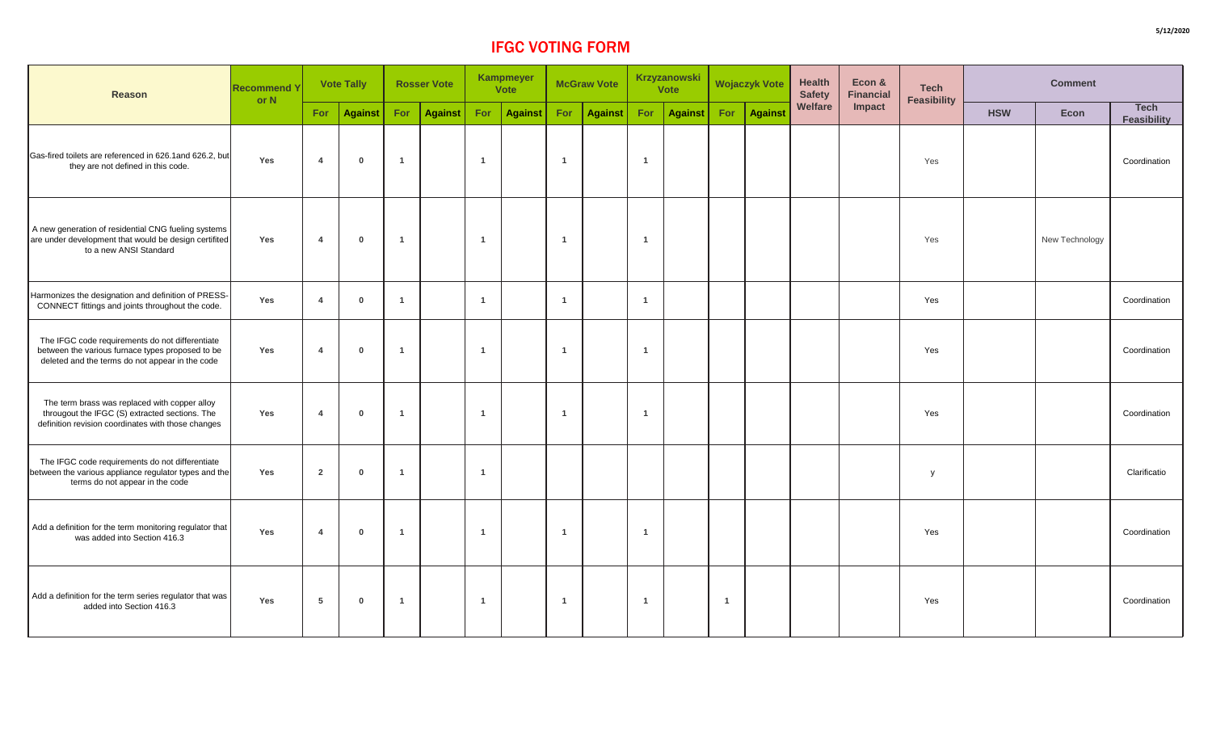# IFGC VOTING FORM

| Reason | Recommend Y or N | Vote Tally | | Rosser Vote | | Kampmeyer Vote | | McGraw Vote | | Krzyzanowski Vote | | Wojaczyk Vote | | Health Safety Welfare | Econ & Financial Impact | Tech Feasibility | Comment | | |
|---|---|---|---|---|---|---|---|---|---|---|---|---|---|---|---|---|---|---|---|
| | | For | Against | For | Against | For | Against | For | Against | For | Against | For | Against | | | | HSW | Econ | Tech Feasibility |
| Gas-fired toilets are referenced in 626.1and 626.2, but they are not defined in this code. | Yes | 4 | 0 | 1 | | 1 | | 1 | | 1 | | | | | | Yes | | | Coordination |
| A new generation of residential CNG fueling systems are under development that would be design certified to a new ANSI Standard | Yes | 4 | 0 | 1 | | 1 | | 1 | | 1 | | | | | | Yes | | New Technology | |
| Harmonizes the designation and definition of PRESS-CONNECT fittings and joints throughout the code. | Yes | 4 | 0 | 1 | | 1 | | 1 | | 1 | | | | | | Yes | | | Coordination |
| The IFGC code requirements do not differentiate between the various furnace types proposed to be deleted and the terms do not appear in the code | Yes | 4 | 0 | 1 | | 1 | | 1 | | 1 | | | | | | Yes | | | Coordination |
| The term brass was replaced with copper alloy througout the IFGC (S) extracted sections. The definition revision coordinates with those changes | Yes | 4 | 0 | 1 | | 1 | | 1 | | 1 | | | | | | Yes | | | Coordination |
| The IFGC code requirements do not differentiate between the various appliance regulator types and the terms do not appear in the code | Yes | 2 | 0 | 1 | | 1 | | | | | | | | | | y | | | Clarificatio |
| Add a definition for the term monitoring regulator that was added into Section 416.3 | Yes | 4 | 0 | 1 | | 1 | | 1 | | 1 | | | | | | Yes | | | Coordination |
| Add a definition for the term series regulator that was added into Section 416.3 | Yes | 5 | 0 | 1 | | 1 | | 1 | | 1 | | 1 | | | | Yes | | | Coordination |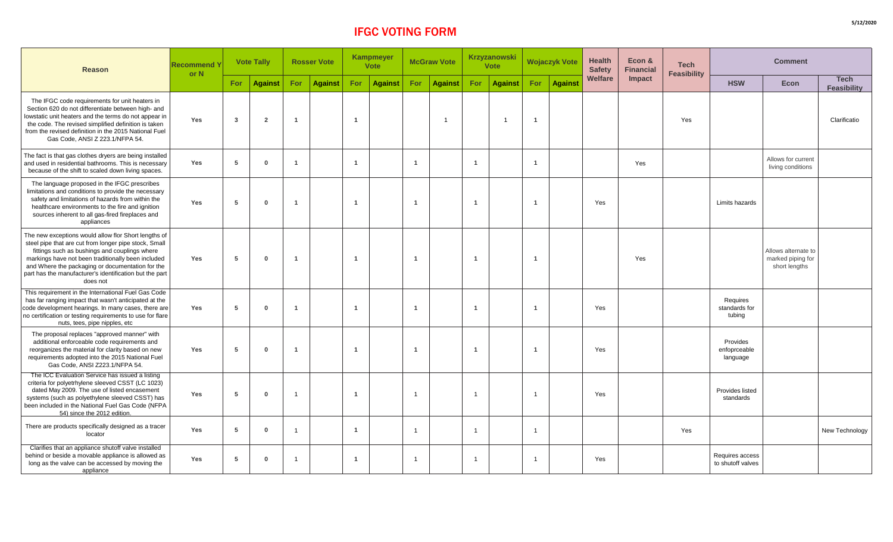# IFGC VOTING FORM

5/12/2020

| Reason | Recommend Y or N | Vote Tally | | Rosser Vote | | Kampmeyer Vote | | McGraw Vote | | Krzyzanowski Vote | | Wojaczyk Vote | | Health Safety Welfare | Econ & Financial Impact | Tech Feasibility | Comment | | |
|---|---|---|---|---|---|---|---|---|---|---|---|---|---|---|---|---|---|---|---|
| | | For | Against | For | Against | For | Against | For | Against | For | Against | For | Against | | | | HSW | Econ | Tech Feasibility |
| The IFGC code requirements for unit heaters in Section 620 do not differentiate between high- and lowstatic unit heaters and the terms do not appear in the code. The revised simplified definition is taken from the revised definition in the 2015 National Fuel Gas Code, ANSI Z 223.1/NFPA 54. | Yes | 3 | 2 | 1 | | 1 | | | 1 | | 1 | 1 | | | | Yes | | | Clarificatio |
| The fact is that gas clothes dryers are being installed and used in residential bathrooms. This is necessary because of the shift to scaled down living spaces. | Yes | 5 | 0 | 1 | | 1 | | 1 | | 1 | | 1 | | | Yes | | | Allows for current living conditions | |
| The language proposed in the IFGC prescribes limitations and conditions to provide the necessary safety and limitations of hazards from within the healthcare environments to the fire and ignition sources inherent to all gas-fired fireplaces and appliances | Yes | 5 | 0 | 1 | | 1 | | 1 | | 1 | | 1 | | Yes | | | Limits hazards | | |
| The new exceptions would allow flor Short lengths of steel pipe that are cut from longer pipe stock, Small fittings such as bushings and couplings where markings have not been traditionally been included and Where the packaging or documentation for the part has the manufacturer's identification but the part does not | Yes | 5 | 0 | 1 | | 1 | | 1 | | 1 | | 1 | | | Yes | | | Allows alternate to marked piping for short lengths | |
| This requirement in the International Fuel Gas Code has far ranging impact that wasn't anticipated at the code development hearings. In many cases, there are no certification or testing requirements to use for flare nuts, tees, pipe nipples, etc | Yes | 5 | 0 | 1 | | 1 | | 1 | | 1 | | 1 | | Yes | | | Requires standards for tubing | | |
| The proposal replaces "approved manner" with additional enforceable code requirements and reorganizes the material for clarity based on new requirements adopted into the 2015 National Fuel Gas Code, ANSI Z223.1/NFPA 54. | Yes | 5 | 0 | 1 | | 1 | | 1 | | 1 | | 1 | | Yes | | | Provides enforceable language | | |
| The ICC Evaluation Service has issued a listing criteria for polyethylene sleeved CSST (LC 1023) dated May 2009. The use of listed encasement systems (such as polyethylene sleeved CSST) has been included in the National Fuel Gas Code (NFPA 54) since the 2012 edition. | Yes | 5 | 0 | 1 | | 1 | | 1 | | 1 | | 1 | | Yes | | | Provides listed standards | | |
| There are products specifically designed as a tracer locator | Yes | 5 | 0 | 1 | | 1 | | 1 | | 1 | | 1 | | | | Yes | | | New Technology |
| Clarifies that an appliance shutoff valve installed behind or beside a movable appliance is allowed as long as the valve can be accessed by moving the appliance | Yes | 5 | 0 | 1 | | 1 | | 1 | | 1 | | 1 | | Yes | | | Requires access to shutoff valves | | |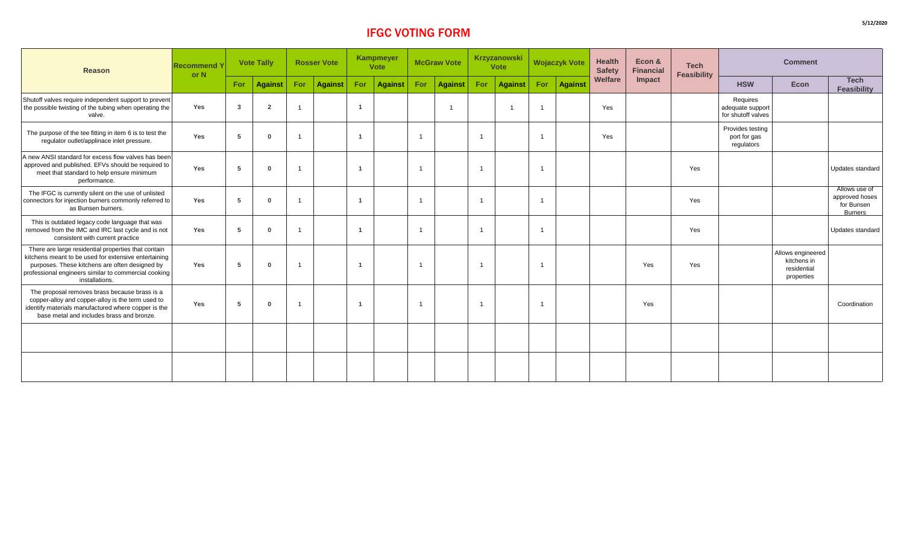# IFGC VOTING FORM

| Reason | Recommend Y or N | Vote Tally | | Rosser Vote | | Kampmeyer Vote | | McGraw Vote | | Krzyzanowski Vote | | Wojaczyk Vote | | Health Safety Welfare | Econ & Financial Impact | Tech Feasibility | Comment | | |
|---|---|---|---|---|---|---|---|---|---|---|---|---|---|---|---|---|---|---|---|
| | | For | Against | For | Against | For | Against | For | Against | For | Against | For | Against | | | | HSW | Econ | Tech Feasibility |
| Shutoff valves require independent support to prevent the possible twisting of the tubing when operating the valve. | Yes | 3 | 2 | 1 | | 1 | | | 1 | | 1 | 1 | | Yes | | | Requires adequate support for shutoff valves | | |
| The purpose of the tee fitting in item 6 is to test the regulator outlet/applinace inlet pressure. | Yes | 5 | 0 | 1 | | 1 | | 1 | | 1 | | 1 | | Yes | | | Provides testing port for gas regulators | | |
| A new ANSI standard for excess flow valves has been approved and published. EFVs should be required to meet that standard to help ensure minimum performance. | Yes | 5 | 0 | 1 | | 1 | | 1 | | 1 | | 1 | | | | Yes | | | Updates standard |
| The IFGC is currently silent on the use of unlisted connectors for injection burners commonly referred to as Bunsen burners. | Yes | 5 | 0 | 1 | | 1 | | 1 | | 1 | | 1 | | | | Yes | | | Allows use of approved hoses for Bunsen Burners |
| This is outdated legacy code language that was removed from the IMC and IRC last cycle and is not consistent with current practice | Yes | 5 | 0 | 1 | | 1 | | 1 | | 1 | | 1 | | | | Yes | | | Updates standard |
| There are large residential properties that contain kitchens meant to be used for extensive entertaining purposes. These kitchens are often designed by professional engineers similar to commercial cooking installations. | Yes | 5 | 0 | 1 | | 1 | | 1 | | 1 | | 1 | | | Yes | Yes | | Allows engineered kitchens in residential properties | |
| The proposal removes brass because brass is a copper-alloy and copper-alloy is the term used to identify materials manufactured where copper is the base metal and includes brass and bronze. | Yes | 5 | 0 | 1 | | 1 | | 1 | | 1 | | 1 | | | Yes | | | | Coordination |
| | | | | | | | | | | | | | | | | | | | |
| | | | | | | | | | | | | | | | | | | | |